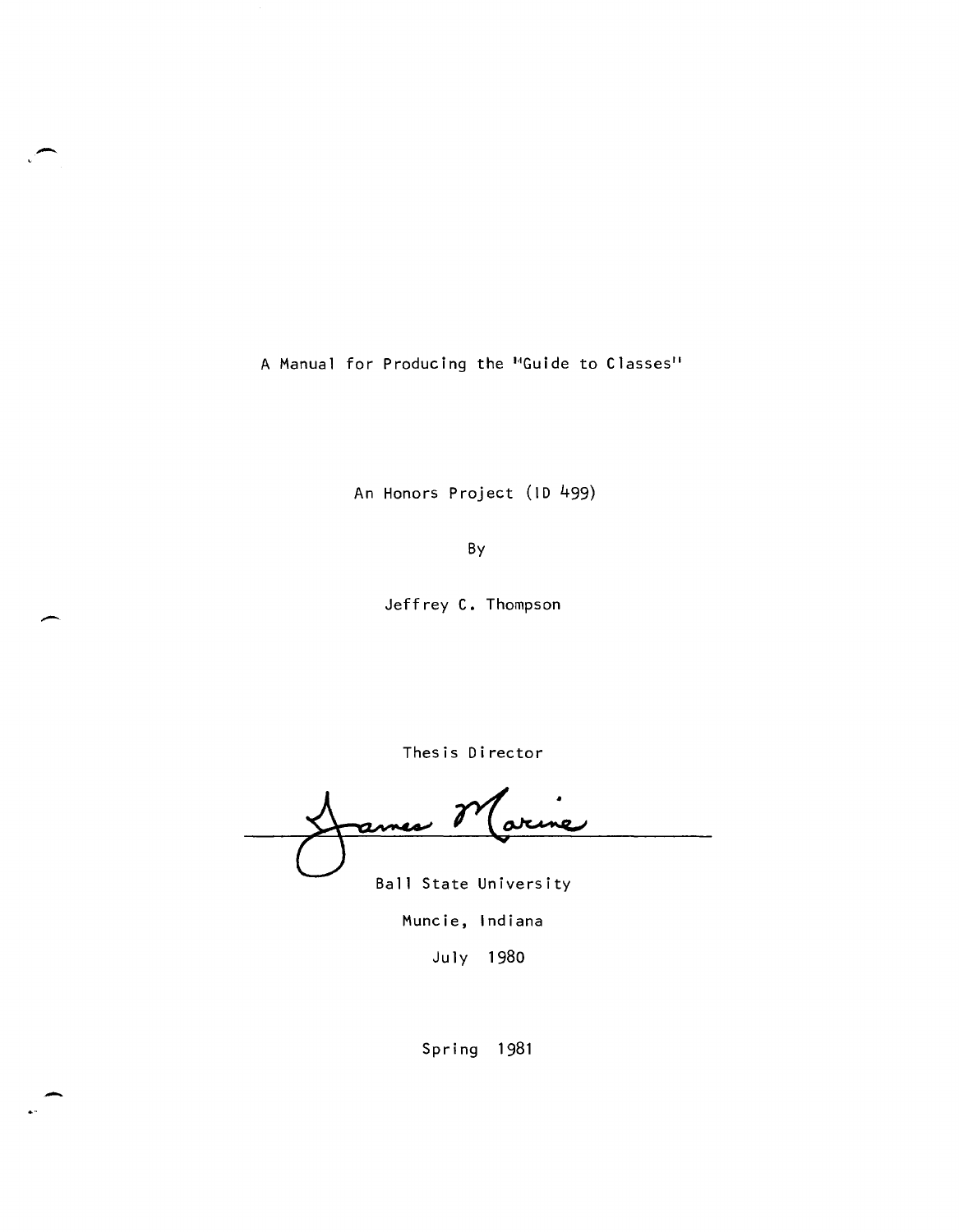A Manual for Producing the "Guide to Classes"

An Honors Project (ID 499)

By

Jeffrey C. Thompson

Thesis Director

James Marine

Ball State University

Muncie, Indiana

July 1980

Spring 1981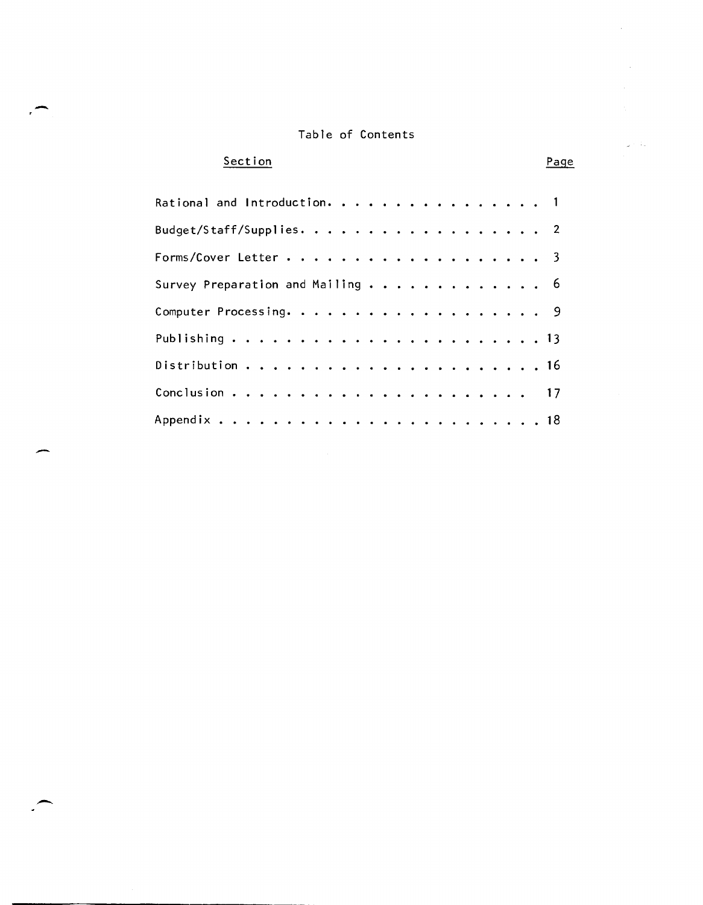# Table of Contents

| Section | Page |
|---|---|
| Rational and Introduction | 1 |
| Budget/Staff/Supplies | 2 |
| Forms/Cover Letter | 3 |
| Survey Preparation and Mailing | 6 |
| Computer Processing | 9 |
| Publishing | 13 |
| Distribution | 16 |
| Conclusion | 17 |
| Appendix | 18 |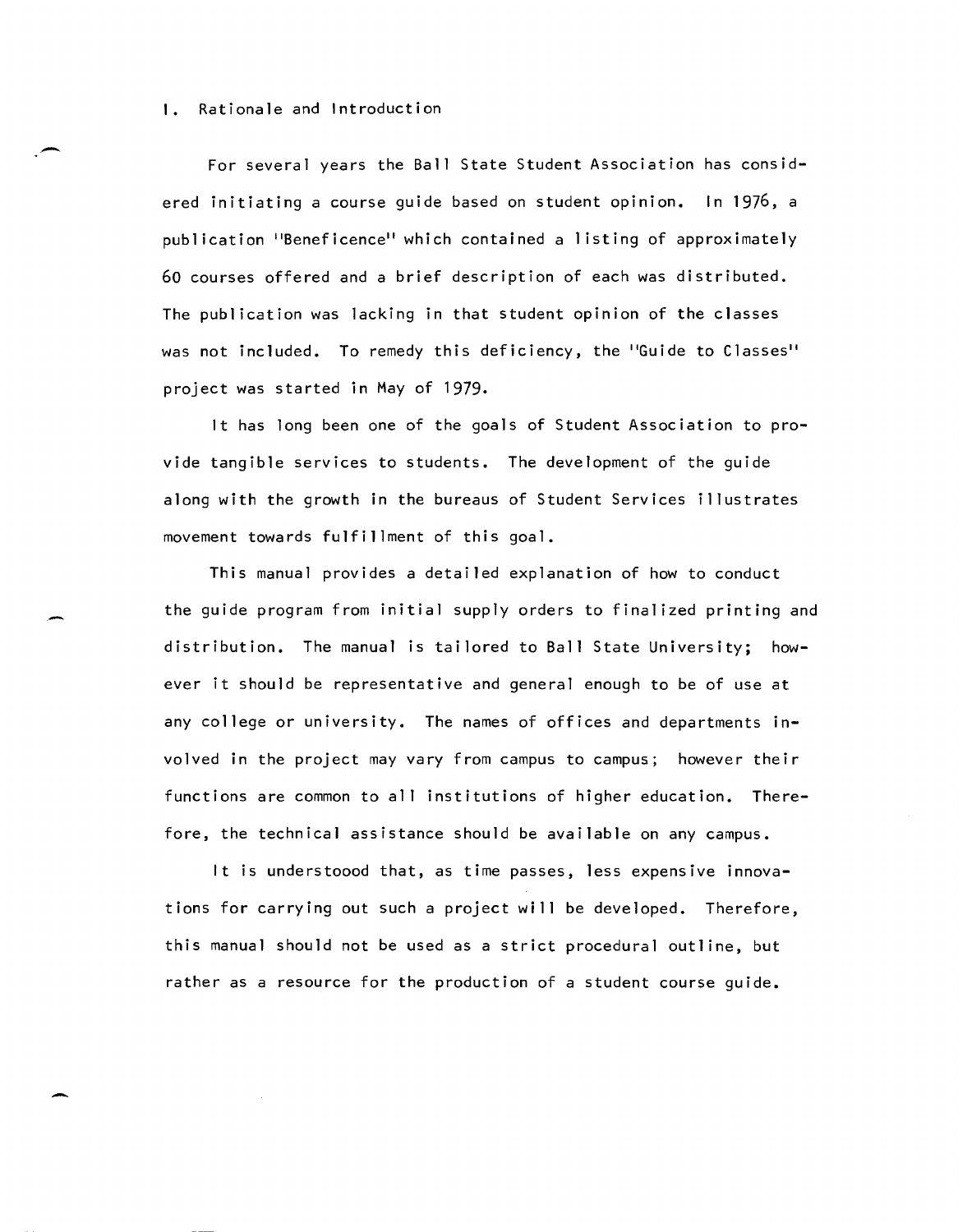## I. Rationale and Introduction

For several years the Ball State Student Association has considered initiating a course guide based on student opinion. In 1976, a publication "Beneficence" which contained a listing of approximately 60 courses offered and a brief description of each was distributed. The publication was lacking in that student opinion of the classes was not included. To remedy this deficiency, the "Guide to Classes" project was started in May of 1979.

It has long been one of the goals of Student Association to provide tangible services to students. The development of the guide along with the growth in the bureaus of Student Services illustrates movement towards fulfillment of this goal.

This manual provides a detailed explanation of how to conduct the guide program from initial supply orders to finalized printing and distribution. The manual is tailored to Ball State University; however it should be representative and general enough to be of use at any college or university. The names of offices and departments involved in the project may vary from campus to campus; however their functions are common to all institutions of higher education. Therefore, the technical assistance should be available on any campus.

It is understoood that, as time passes, less expensive innovations for carrying out such a project will be developed. Therefore, this manual should not be used as a strict procedural outline, but rather as a resource for the production of a student course guide.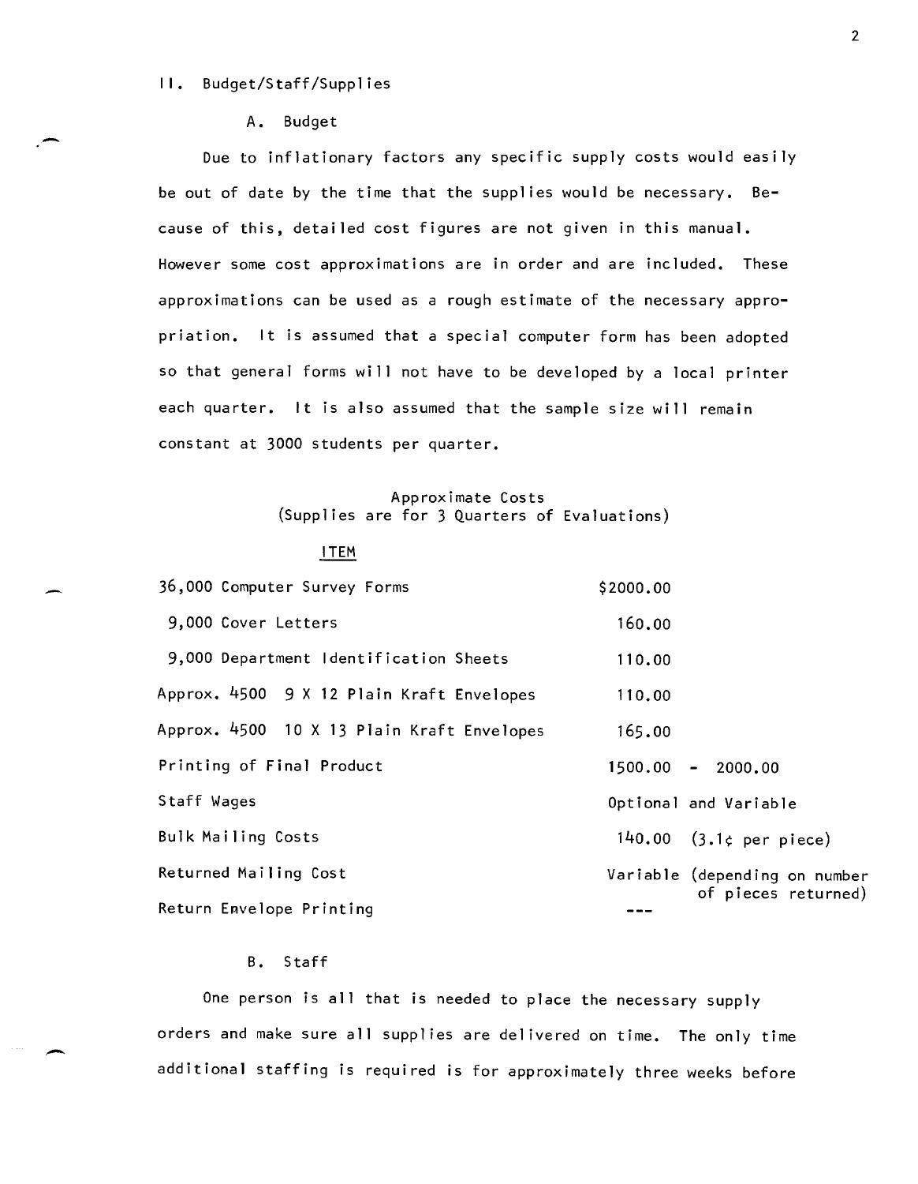## II. Budget/Staff/Supplies

### A. Budget

Due to inflationary factors any specific supply costs would easily be out of date by the time that the supplies would be necessary. Because of this, detailed cost figures are not given in this manual. However some cost approximations are in order and are included. These approximations can be used as a rough estimate of the necessary appropriation. It is assumed that a special computer form has been adopted so that general forms will not have to be developed by a local printer each quarter. It is also assumed that the sample size will remain constant at 3000 students per quarter.

Approximate Costs
(Supplies are for 3 Quarters of Evaluations)

| ITEM | |
|---|---|
| 36,000 Computer Survey Forms | $2000.00 |
| 9,000 Cover Letters | 160.00 |
| 9,000 Department Identification Sheets | 110.00 |
| Approx. 4500 9 X 12 Plain Kraft Envelopes | 110.00 |
| Approx. 4500 10 X 13 Plain Kraft Envelopes | 165.00 |
| Printing of Final Product | 1500.00 - 2000.00 |
| Staff Wages | Optional and Variable |
| Bulk Mailing Costs | 140.00 (3.1¢ per piece) |
| Returned Mailing Cost | Variable (depending on number of pieces returned) |
| Return Envelope Printing | --- |

### B. Staff

One person is all that is needed to place the necessary supply orders and make sure all supplies are delivered on time. The only time additional staffing is required is for approximately three weeks before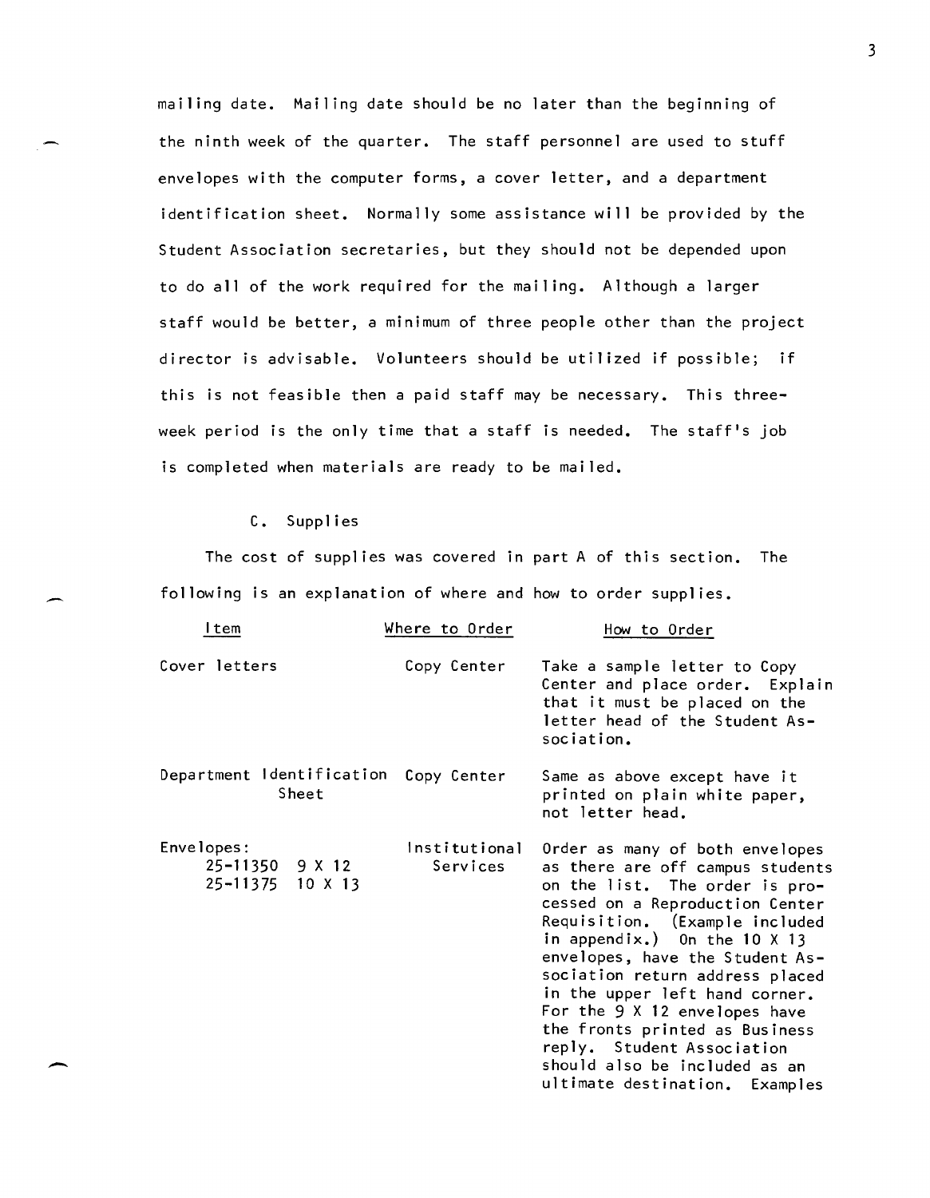mailing date. Mailing date should be no later than the beginning of the ninth week of the quarter. The staff personnel are used to stuff envelopes with the computer forms, a cover letter, and a department identification sheet. Normally some assistance will be provided by the Student Association secretaries, but they should not be depended upon to do all of the work required for the mailing. Although a larger staff would be better, a minimum of three people other than the project director is advisable. Volunteers should be utilized if possible; if this is not feasible then a paid staff may be necessary. This three-week period is the only time that a staff is needed. The staff's job is completed when materials are ready to be mailed.

### C. Supplies

The cost of supplies was covered in part A of this section. The following is an explanation of where and how to order supplies.

| Item | Where to Order | How to Order |
|---|---|---|
| Cover letters | Copy Center | Take a sample letter to Copy Center and place order. Explain that it must be placed on the letter head of the Student Association. |
| Department Identification Sheet | Copy Center | Same as above except have it printed on plain white paper, not letter head. |
| Envelopes: 25-11350 9 X 12; 25-11375 10 X 13 | Institutional Services | Order as many of both envelopes as there are off campus students on the list. The order is processed on a Reproduction Center Requisition. (Example included in appendix.) On the 10 X 13 envelopes, have the Student Association return address placed in the upper left hand corner. For the 9 X 12 envelopes have the fronts printed as Business reply. Student Association should also be included as an ultimate destination. Examples |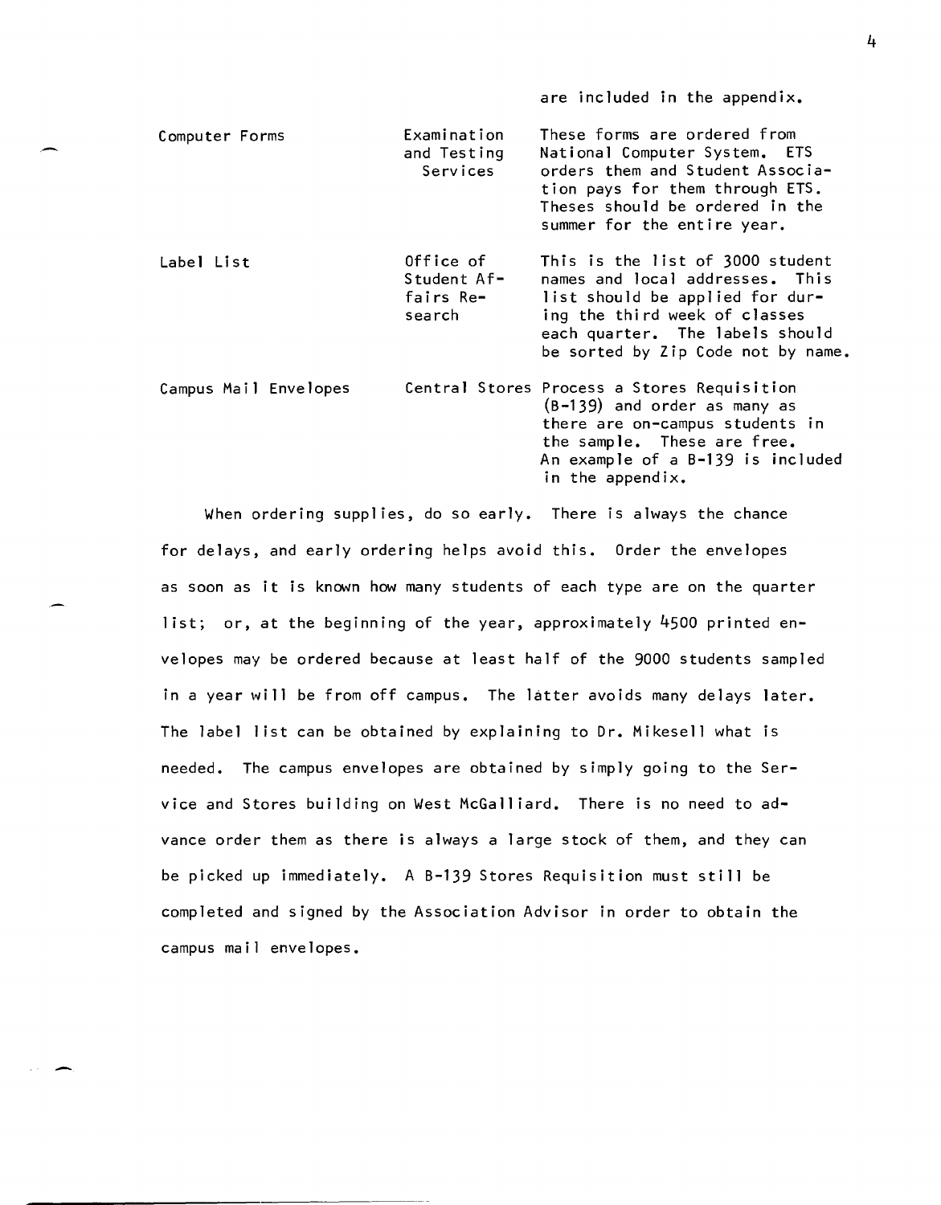are included in the appendix.

| | | |
|---|---|---|
| Computer Forms | Examination and Testing Services | These forms are ordered from National Computer System. ETS orders them and Student Association pays for them through ETS. Theses should be ordered in the summer for the entire year. |
| Label List | Office of Student Affairs Research | This is the list of 3000 student names and local addresses. This list should be applied for during the third week of classes each quarter. The labels should be sorted by Zip Code not by name. |
| Campus Mail Envelopes | Central Stores | Process a Stores Requisition (B-139) and order as many as there are on-campus students in the sample. These are free. An example of a B-139 is included in the appendix. |

When ordering supplies, do so early. There is always the chance for delays, and early ordering helps avoid this. Order the envelopes as soon as it is known how many students of each type are on the quarter list; or, at the beginning of the year, approximately 4500 printed envelopes may be ordered because at least half of the 9000 students sampled in a year will be from off campus. The latter avoids many delays later. The label list can be obtained by explaining to Dr. Mikesell what is needed. The campus envelopes are obtained by simply going to the Service and Stores building on West McGalliard. There is no need to advance order them as there is always a large stock of them, and they can be picked up immediately. A B-139 Stores Requisition must still be completed and signed by the Association Advisor in order to obtain the campus mail envelopes.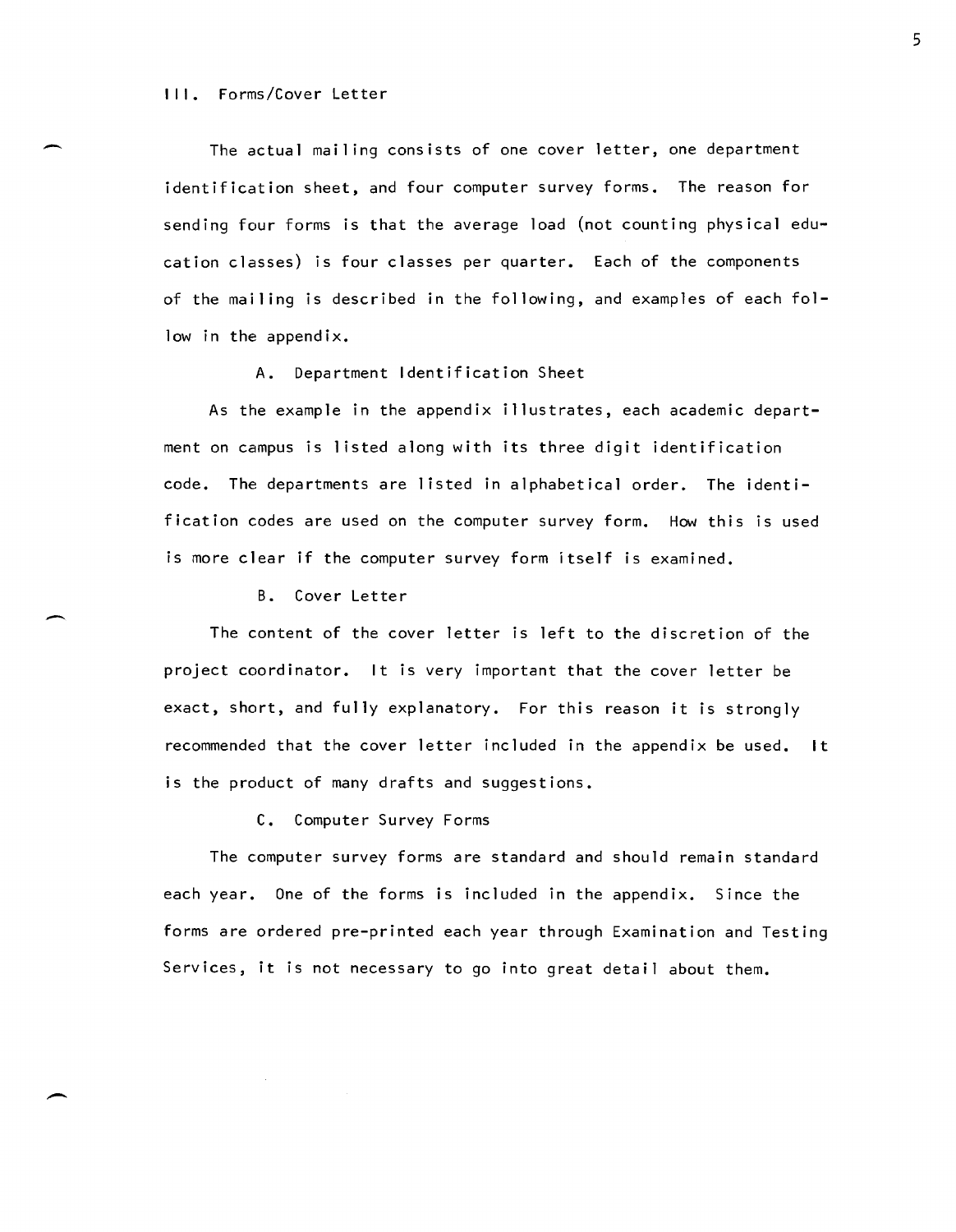## III. Forms/Cover Letter

The actual mailing consists of one cover letter, one department identification sheet, and four computer survey forms. The reason for sending four forms is that the average load (not counting physical education classes) is four classes per quarter. Each of the components of the mailing is described in the following, and examples of each follow in the appendix.

### A. Department Identification Sheet

As the example in the appendix illustrates, each academic department on campus is listed along with its three digit identification code. The departments are listed in alphabetical order. The identification codes are used on the computer survey form. How this is used is more clear if the computer survey form itself is examined.

### B. Cover Letter

The content of the cover letter is left to the discretion of the project coordinator. It is very important that the cover letter be exact, short, and fully explanatory. For this reason it is strongly recommended that the cover letter included in the appendix be used. It is the product of many drafts and suggestions.

### C. Computer Survey Forms

The computer survey forms are standard and should remain standard each year. One of the forms is included in the appendix. Since the forms are ordered pre-printed each year through Examination and Testing Services, it is not necessary to go into great detail about them.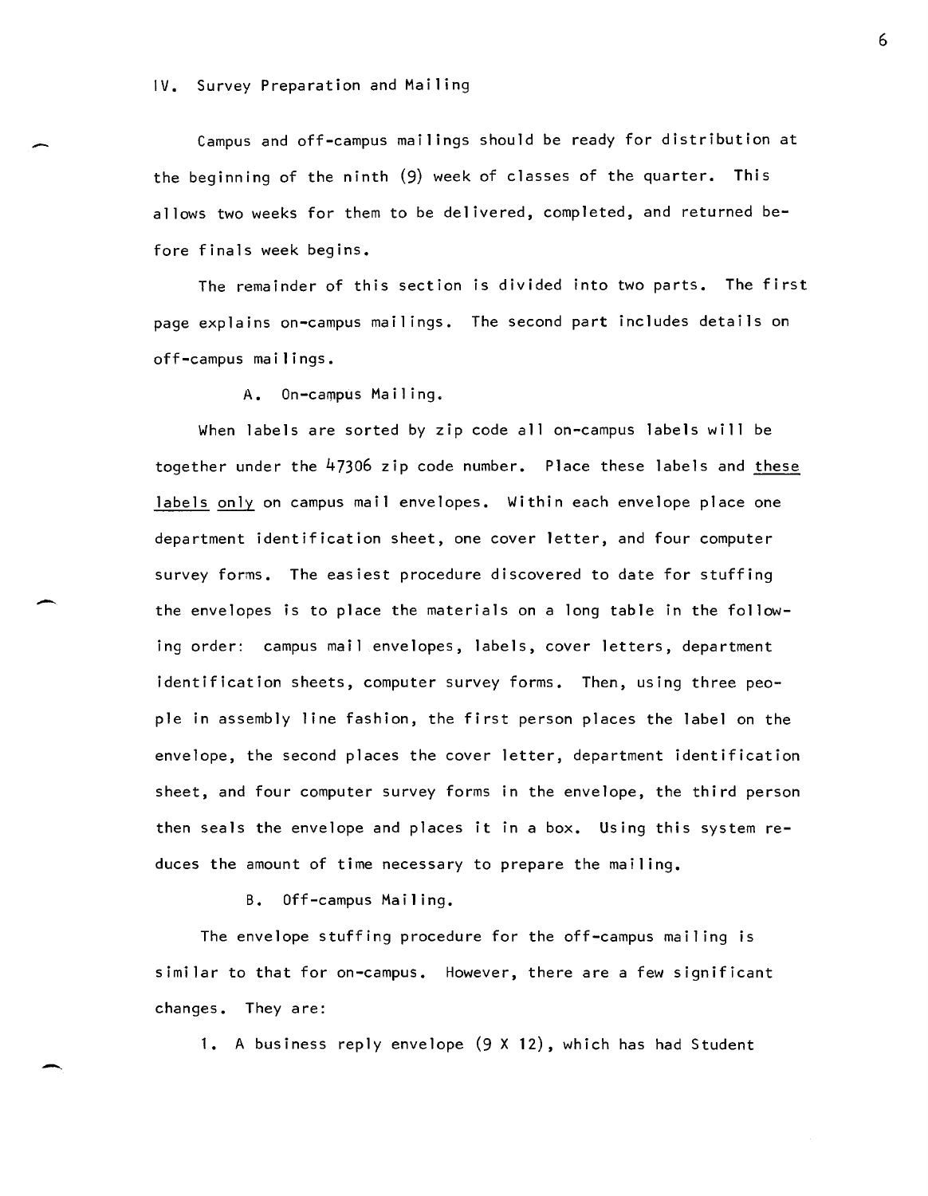## IV. Survey Preparation and Mailing

Campus and off-campus mailings should be ready for distribution at the beginning of the ninth (9) week of classes of the quarter. This allows two weeks for them to be delivered, completed, and returned before finals week begins.

The remainder of this section is divided into two parts. The first page explains on-campus mailings. The second part includes details on off-campus mailings.

### A. On-campus Mailing.

When labels are sorted by zip code all on-campus labels will be together under the 47306 zip code number. Place these labels and these labels only on campus mail envelopes. Within each envelope place one department identification sheet, one cover letter, and four computer survey forms. The easiest procedure discovered to date for stuffing the envelopes is to place the materials on a long table in the following order: campus mail envelopes, labels, cover letters, department identification sheets, computer survey forms. Then, using three people in assembly line fashion, the first person places the label on the envelope, the second places the cover letter, department identification sheet, and four computer survey forms in the envelope, the third person then seals the envelope and places it in a box. Using this system reduces the amount of time necessary to prepare the mailing.

### B. Off-campus Mailing.

The envelope stuffing procedure for the off-campus mailing is similar to that for on-campus. However, there are a few significant changes. They are:

1. A business reply envelope (9 X 12), which has had Student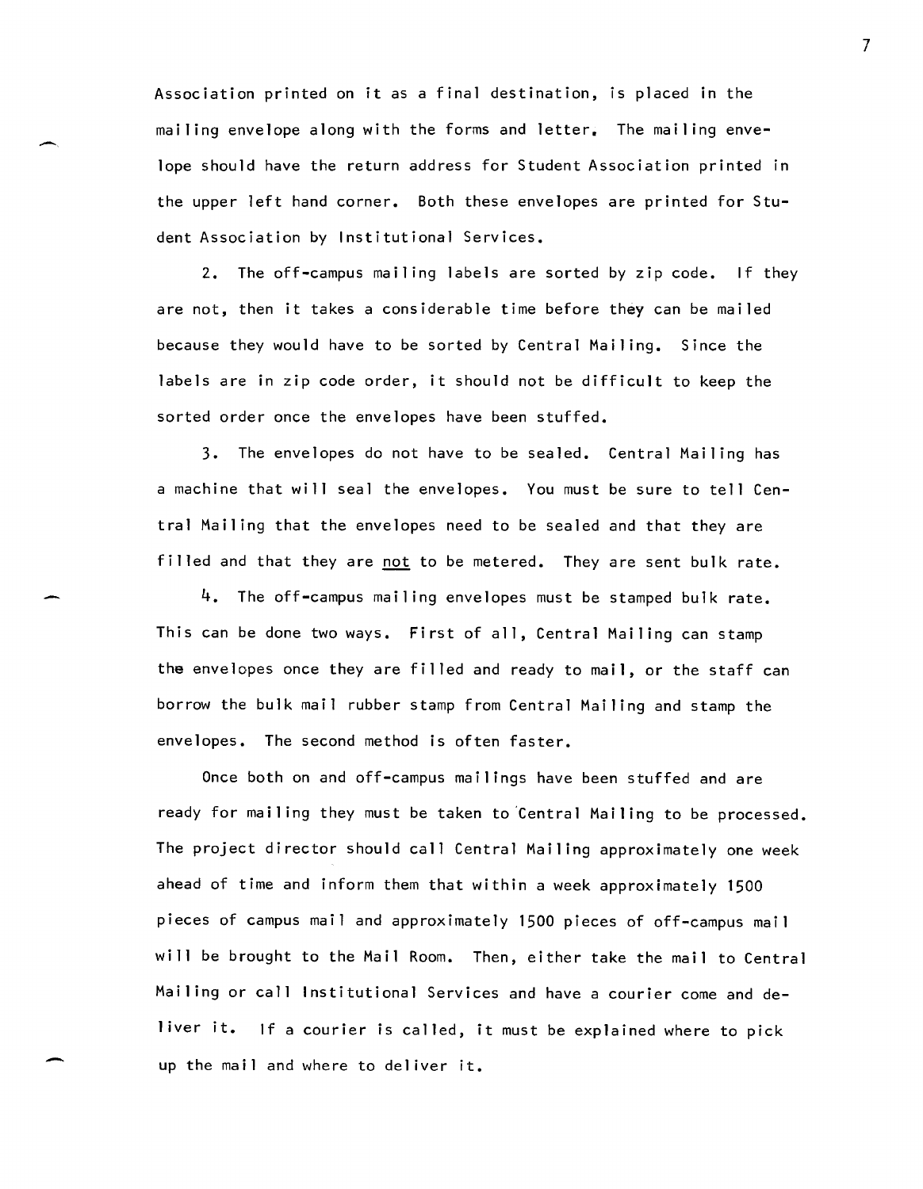Association printed on it as a final destination, is placed in the mailing envelope along with the forms and letter. The mailing envelope should have the return address for Student Association printed in the upper left hand corner. Both these envelopes are printed for Student Association by Institutional Services.

2. The off-campus mailing labels are sorted by zip code. If they are not, then it takes a considerable time before they can be mailed because they would have to be sorted by Central Mailing. Since the labels are in zip code order, it should not be difficult to keep the sorted order once the envelopes have been stuffed.

3. The envelopes do not have to be sealed. Central Mailing has a machine that will seal the envelopes. You must be sure to tell Central Mailing that the envelopes need to be sealed and that they are filled and that they are <u>not</u> to be metered. They are sent bulk rate.

4. The off-campus mailing envelopes must be stamped bulk rate. This can be done two ways. First of all, Central Mailing can stamp the envelopes once they are filled and ready to mail, or the staff can borrow the bulk mail rubber stamp from Central Mailing and stamp the envelopes. The second method is often faster.

Once both on and off-campus mailings have been stuffed and are ready for mailing they must be taken to Central Mailing to be processed. The project director should call Central Mailing approximately one week ahead of time and inform them that within a week approximately 1500 pieces of campus mail and approximately 1500 pieces of off-campus mail will be brought to the Mail Room. Then, either take the mail to Central Mailing or call Institutional Services and have a courier come and deliver it. If a courier is called, it must be explained where to pick up the mail and where to deliver it.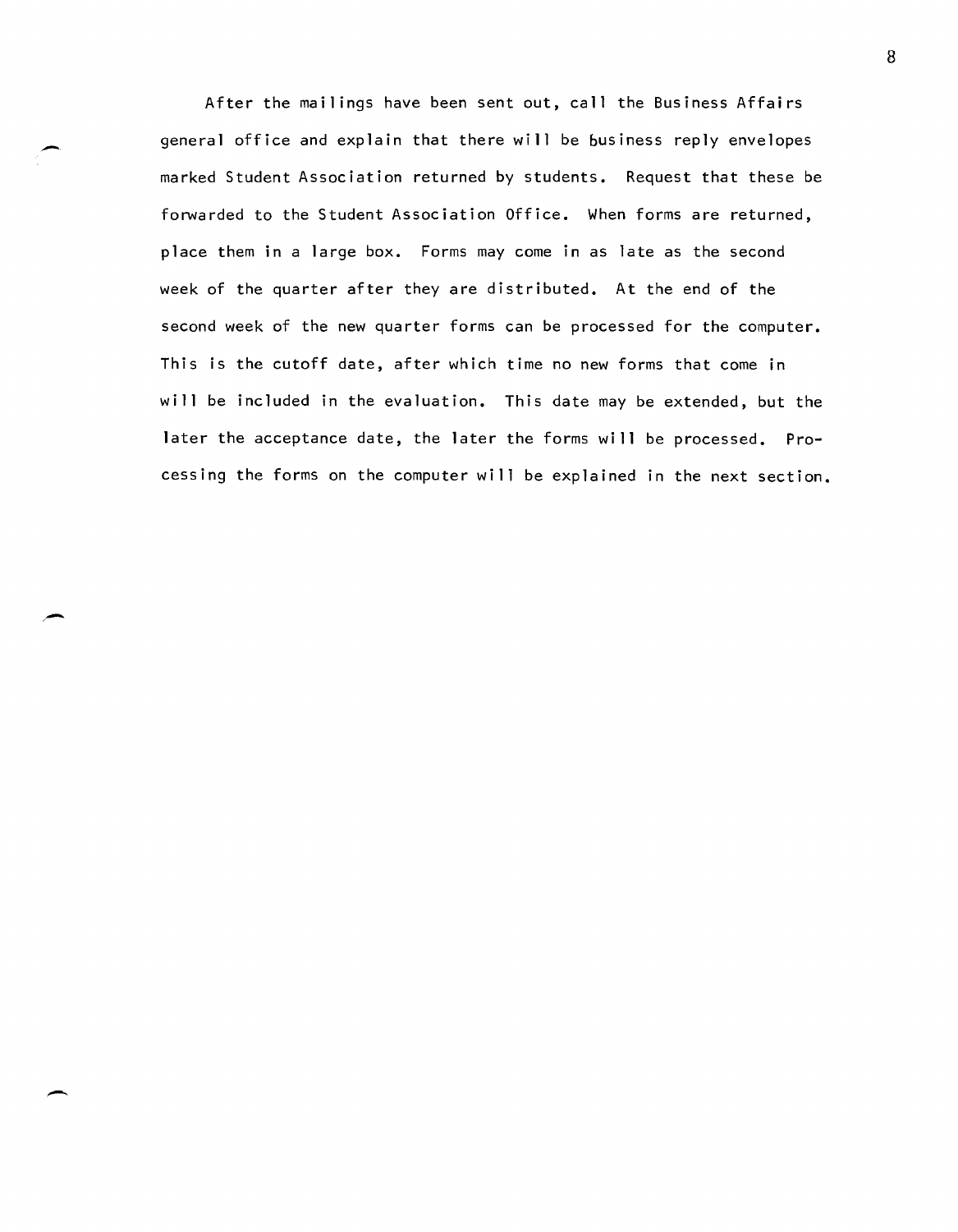After the mailings have been sent out, call the Business Affairs general office and explain that there will be business reply envelopes marked Student Association returned by students. Request that these be forwarded to the Student Association Office. When forms are returned, place them in a large box. Forms may come in as late as the second week of the quarter after they are distributed. At the end of the second week of the new quarter forms can be processed for the computer. This is the cutoff date, after which time no new forms that come in will be included in the evaluation. This date may be extended, but the later the acceptance date, the later the forms will be processed. Processing the forms on the computer will be explained in the next section.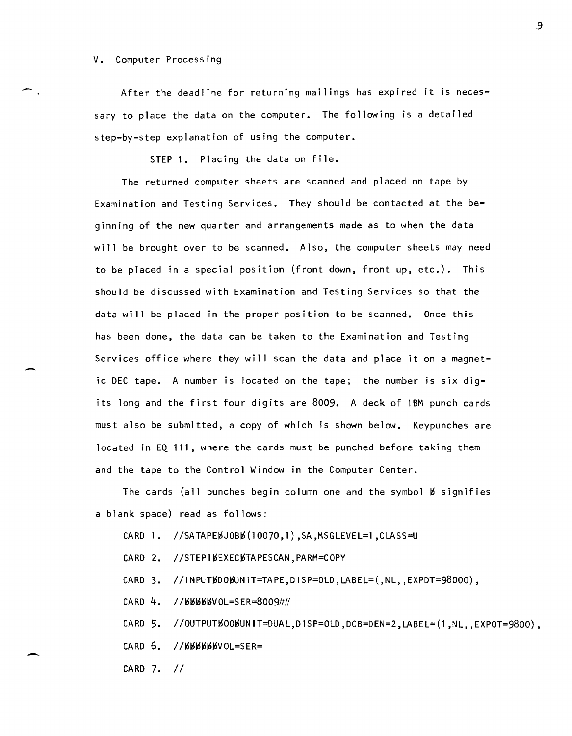V. Computer Processing

After the deadline for returning mailings has expired it is necessary to place the data on the computer. The following is a detailed step-by-step explanation of using the computer.

STEP 1. Placing the data on file.

The returned computer sheets are scanned and placed on tape by Examination and Testing Services. They should be contacted at the beginning of the new quarter and arrangements made as to when the data will be brought over to be scanned. Also, the computer sheets may need to be placed in a special position (front down, front up, etc.). This should be discussed with Examination and Testing Services so that the data will be placed in the proper position to be scanned. Once this has been done, the data can be taken to the Examination and Testing Services office where they will scan the data and place it on a magnetic DEC tape. A number is located on the tape; the number is six digits long and the first four digits are 8009. A deck of IBM punch cards must also be submitted, a copy of which is shown below. Keypunches are located in EQ 111, where the cards must be punched before taking them and the tape to the Control Window in the Computer Center.

The cards (all punches begin column one and the symbol ƀ signifies a blank space) read as follows:

CARD 1. //SATAPEƀJOBƀ(10070,1),SA,MSGLEVEL=1,CLASS=U

CARD 2. //STEP1ƀEXECƀTAPESCAN,PARM=COPY

CARD 3. //INPUTƀDOƀUNIT=TAPE,DISP=OLD,LABEL=(,NL,,EXPDT=98000),

CARD 4. //ƀƀƀƀƀVOL=SER=8009##

CARD 5. //OUTPUTƀOOƀUNIT=DUAL,DISP=OLD,DCB=DEN=2,LABEL=(1,NL,,EXPOT=9800),

CARD 6. //ƀƀƀƀƀƀVOL=SER=

CARD 7. //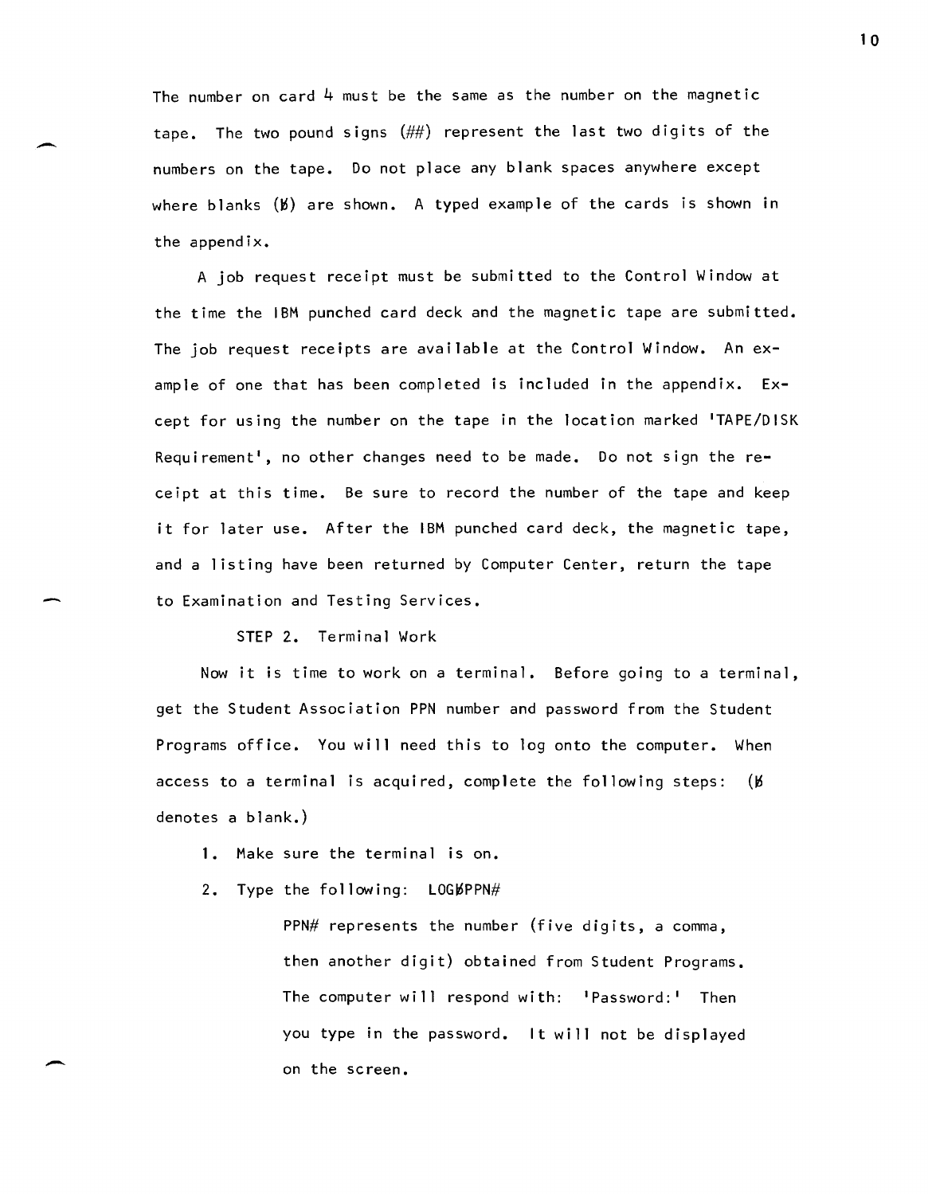The number on card 4 must be the same as the number on the magnetic tape. The two pound signs (##) represent the last two digits of the numbers on the tape. Do not place any blank spaces anywhere except where blanks (ƀ) are shown. A typed example of the cards is shown in the appendix.

A job request receipt must be submitted to the Control Window at the time the IBM punched card deck and the magnetic tape are submitted. The job request receipts are available at the Control Window. An example of one that has been completed is included in the appendix. Except for using the number on the tape in the location marked 'TAPE/DISK Requirement', no other changes need to be made. Do not sign the receipt at this time. Be sure to record the number of the tape and keep it for later use. After the IBM punched card deck, the magnetic tape, and a listing have been returned by Computer Center, return the tape to Examination and Testing Services.

STEP 2. Terminal Work

Now it is time to work on a terminal. Before going to a terminal, get the Student Association PPN number and password from the Student Programs office. You will need this to log onto the computer. When access to a terminal is acquired, complete the following steps: (ƀ denotes a blank.)

1. Make sure the terminal is on.
2. Type the following: LOGƀPPN#

   PPN# represents the number (five digits, a comma, then another digit) obtained from Student Programs. The computer will respond with: 'Password:' Then you type in the password. It will not be displayed on the screen.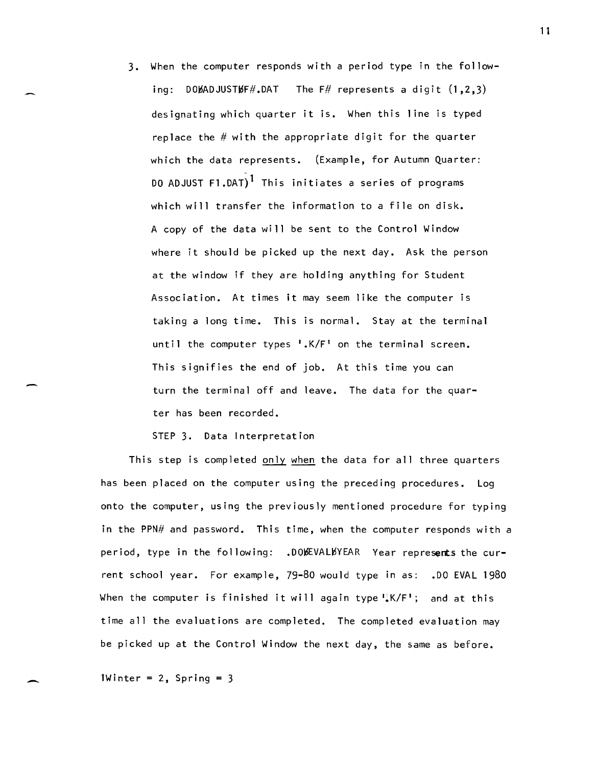3. When the computer responds with a period type in the following: DOȸADJUSTȸF#.DAT The F# represents a digit (1,2,3) designating which quarter it is. When this line is typed replace the # with the appropriate digit for the quarter which the data represents. (Example, for Autumn Quarter: DO ADJUST F1.DAT)[1] This initiates a series of programs which will transfer the information to a file on disk. A copy of the data will be sent to the Control Window where it should be picked up the next day. Ask the person at the window if they are holding anything for Student Association. At times it may seem like the computer is taking a long time. This is normal. Stay at the terminal until the computer types '.K/F' on the terminal screen. This signifies the end of job. At this time you can turn the terminal off and leave. The data for the quarter has been recorded.

STEP 3. Data Interpretation

This step is completed <u>only when</u> the data for all three quarters has been placed on the computer using the preceding procedures. Log onto the computer, using the previously mentioned procedure for typing in the PPN# and password. This time, when the computer responds with a period, type in the following: .DOȸEVALȸYEAR Year represents the current school year. For example, 79-80 would type in as: .DO EVAL 1980 When the computer is finished it will again type '.K/F'; and at this time all the evaluations are completed. The completed evaluation may be picked up at the Control Window the next day, the same as before.

[1]Winter = 2, Spring = 3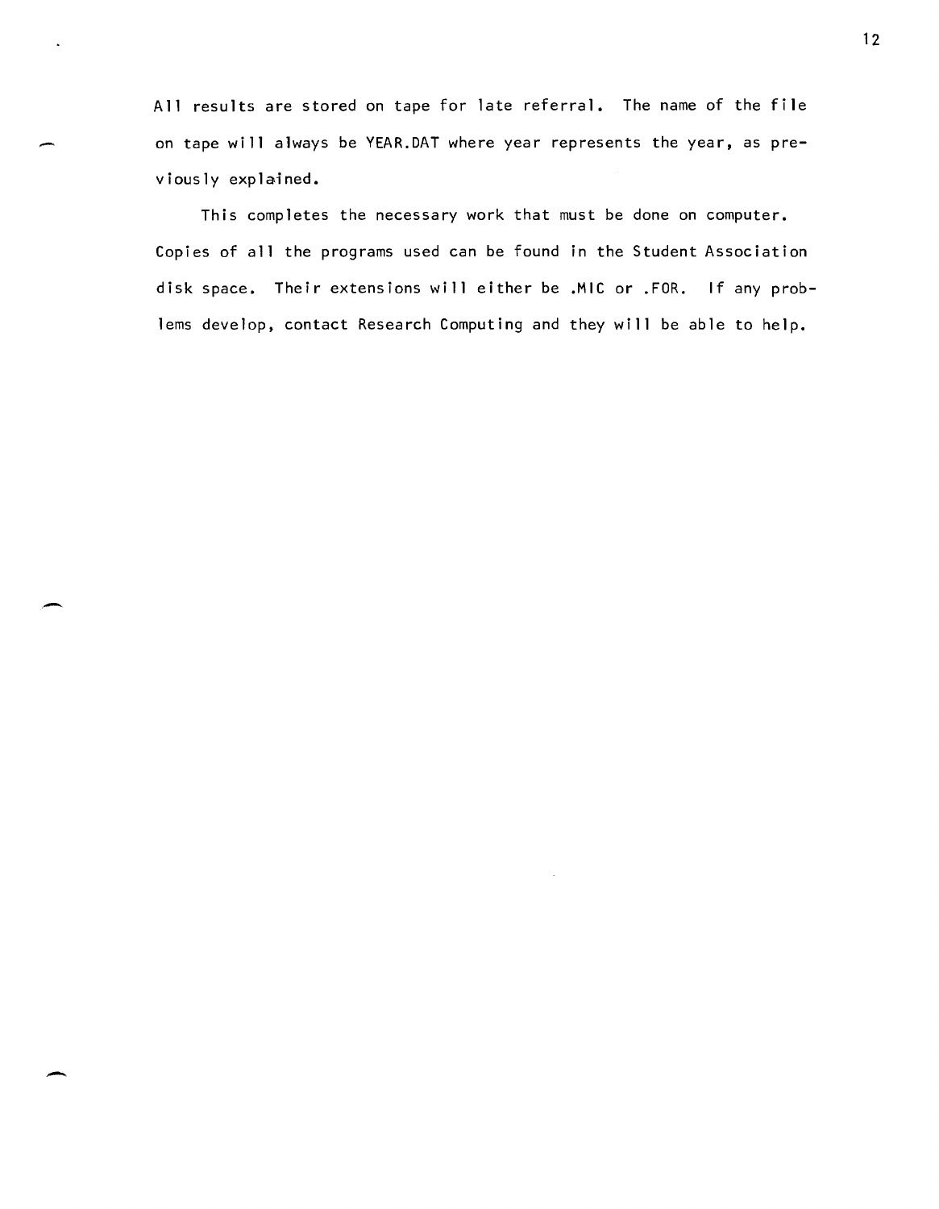All results are stored on tape for late referral. The name of the file on tape will always be YEAR.DAT where year represents the year, as previously explained.

This completes the necessary work that must be done on computer. Copies of all the programs used can be found in the Student Association disk space. Their extensions will either be .MIC or .FOR. If any problems develop, contact Research Computing and they will be able to help.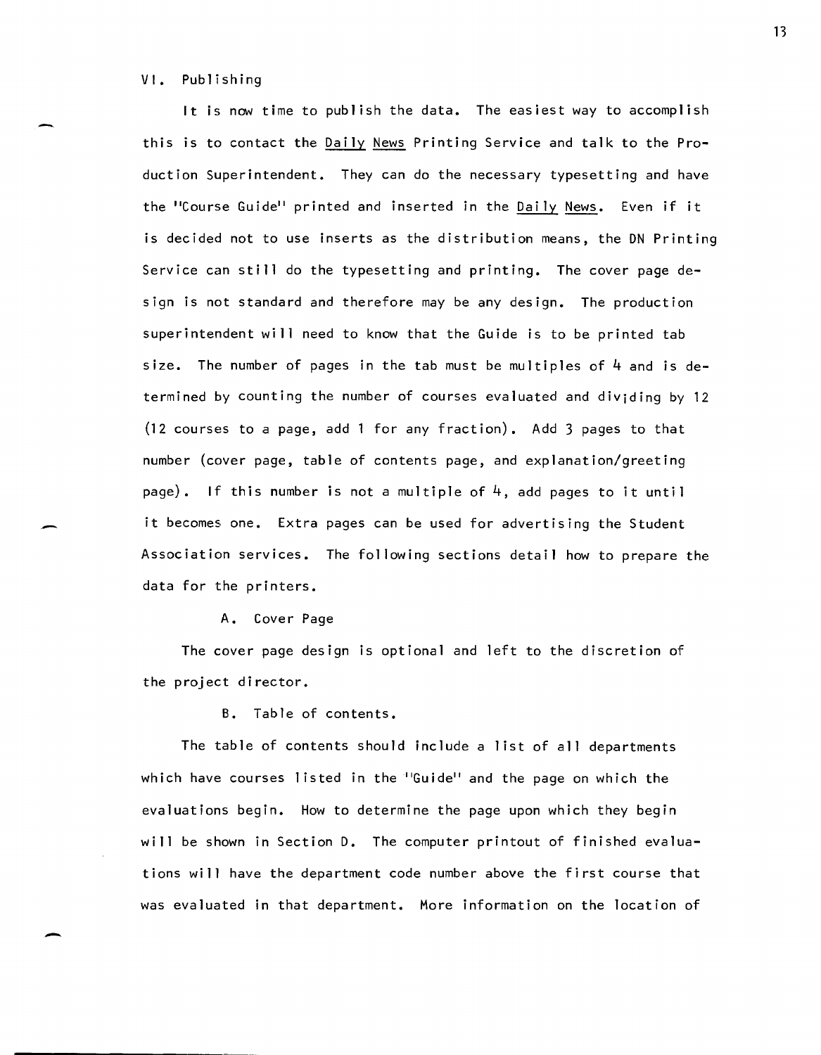## VI. Publishing

It is now time to publish the data. The easiest way to accomplish this is to contact the Daily News Printing Service and talk to the Production Superintendent. They can do the necessary typesetting and have the "Course Guide" printed and inserted in the Daily News. Even if it is decided not to use inserts as the distribution means, the DN Printing Service can still do the typesetting and printing. The cover page design is not standard and therefore may be any design. The production superintendent will need to know that the Guide is to be printed tab size. The number of pages in the tab must be multiples of 4 and is determined by counting the number of courses evaluated and dividing by 12 (12 courses to a page, add 1 for any fraction). Add 3 pages to that number (cover page, table of contents page, and explanation/greeting page). If this number is not a multiple of 4, add pages to it until it becomes one. Extra pages can be used for advertising the Student Association services. The following sections detail how to prepare the data for the printers.

### A. Cover Page

The cover page design is optional and left to the discretion of the project director.

### B. Table of contents.

The table of contents should include a list of all departments which have courses listed in the "Guide" and the page on which the evaluations begin. How to determine the page upon which they begin will be shown in Section D. The computer printout of finished evaluations will have the department code number above the first course that was evaluated in that department. More information on the location of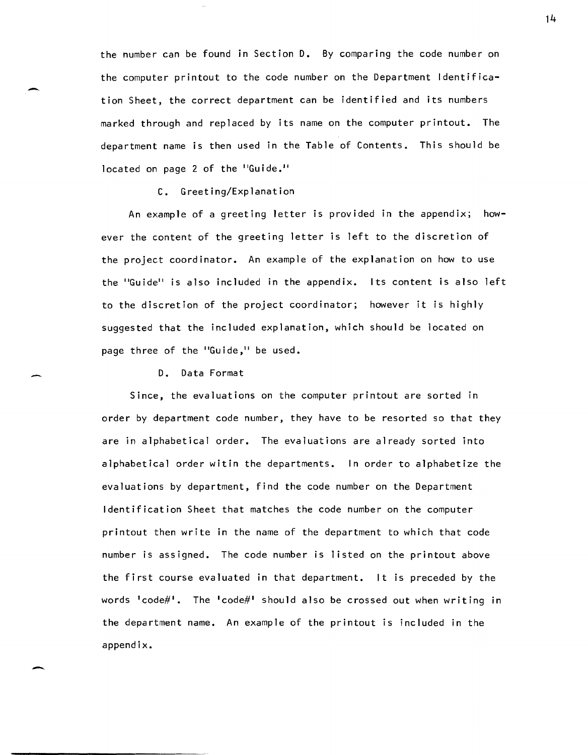the number can be found in Section D. By comparing the code number on the computer printout to the code number on the Department Identification Sheet, the correct department can be identified and its numbers marked through and replaced by its name on the computer printout. The department name is then used in the Table of Contents. This should be located on page 2 of the "Guide."

### C. Greeting/Explanation

An example of a greeting letter is provided in the appendix; however the content of the greeting letter is left to the discretion of the project coordinator. An example of the explanation on how to use the "Guide" is also included in the appendix. Its content is also left to the discretion of the project coordinator; however it is highly suggested that the included explanation, which should be located on page three of the "Guide," be used.

### D. Data Format

Since, the evaluations on the computer printout are sorted in order by department code number, they have to be resorted so that they are in alphabetical order. The evaluations are already sorted into alphabetical order witin the departments. In order to alphabetize the evaluations by department, find the code number on the Department Identification Sheet that matches the code number on the computer printout then write in the name of the department to which that code number is assigned. The code number is listed on the printout above the first course evaluated in that department. It is preceded by the words 'code#'. The 'code#' should also be crossed out when writing in the department name. An example of the printout is included in the appendix.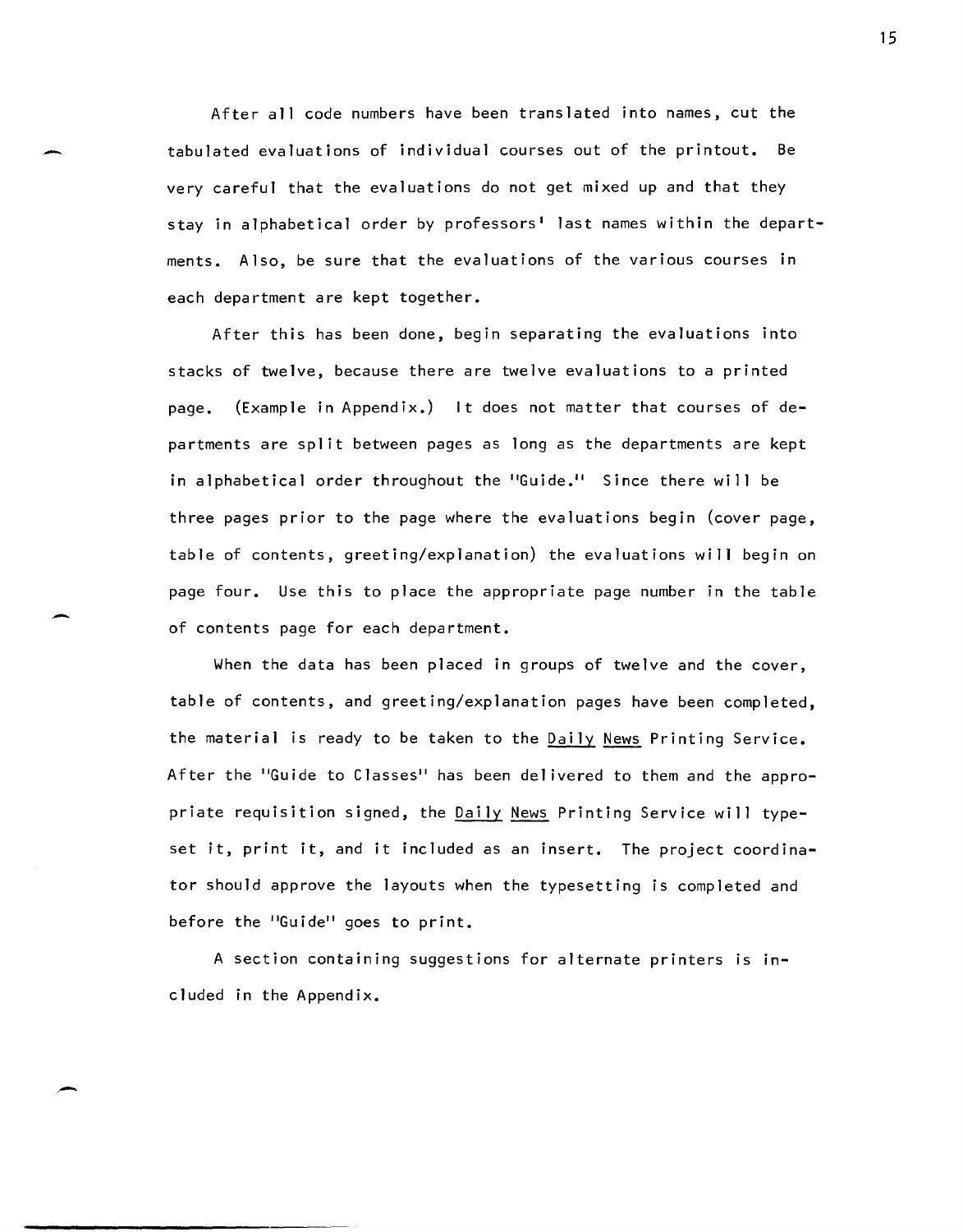After all code numbers have been translated into names, cut the tabulated evaluations of individual courses out of the printout. Be very careful that the evaluations do not get mixed up and that they stay in alphabetical order by professors' last names within the departments. Also, be sure that the evaluations of the various courses in each department are kept together.

After this has been done, begin separating the evaluations into stacks of twelve, because there are twelve evaluations to a printed page. (Example in Appendix.) It does not matter that courses of departments are split between pages as long as the departments are kept in alphabetical order throughout the "Guide." Since there will be three pages prior to the page where the evaluations begin (cover page, table of contents, greeting/explanation) the evaluations will begin on page four. Use this to place the appropriate page number in the table of contents page for each department.

When the data has been placed in groups of twelve and the cover, table of contents, and greeting/explanation pages have been completed, the material is ready to be taken to the Daily News Printing Service. After the "Guide to Classes" has been delivered to them and the appropriate requisition signed, the Daily News Printing Service will typeset it, print it, and it included as an insert. The project coordinator should approve the layouts when the typesetting is completed and before the "Guide" goes to print.

A section containing suggestions for alternate printers is included in the Appendix.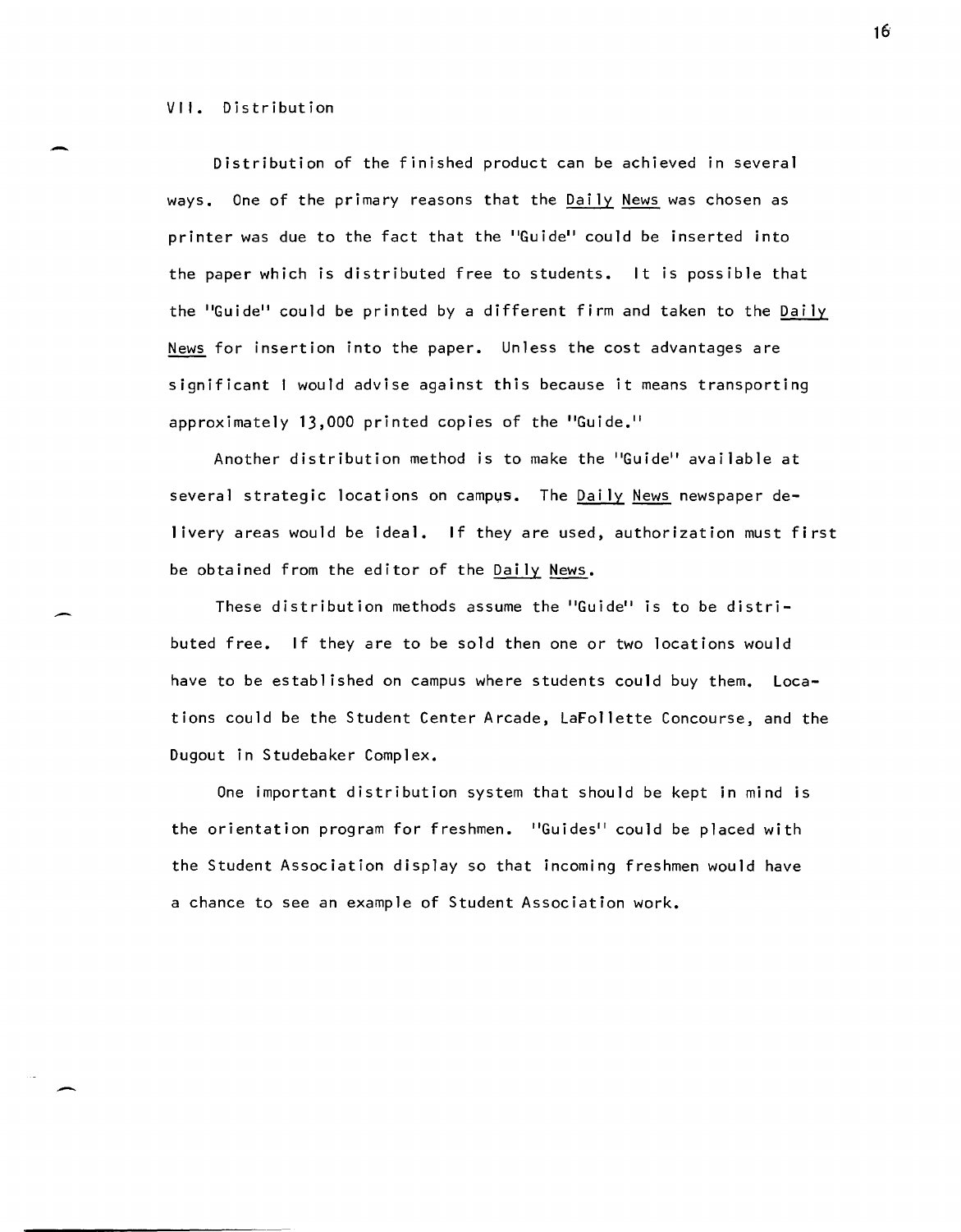## VII. Distribution

Distribution of the finished product can be achieved in several ways. One of the primary reasons that the Daily News was chosen as printer was due to the fact that the "Guide" could be inserted into the paper which is distributed free to students. It is possible that the "Guide" could be printed by a different firm and taken to the Daily News for insertion into the paper. Unless the cost advantages are significant I would advise against this because it means transporting approximately 13,000 printed copies of the "Guide."

Another distribution method is to make the "Guide" available at several strategic locations on campus. The Daily News newspaper delivery areas would be ideal. If they are used, authorization must first be obtained from the editor of the Daily News.

These distribution methods assume the "Guide" is to be distributed free. If they are to be sold then one or two locations would have to be established on campus where students could buy them. Locations could be the Student Center Arcade, LaFollette Concourse, and the Dugout in Studebaker Complex.

One important distribution system that should be kept in mind is the orientation program for freshmen. "Guides" could be placed with the Student Association display so that incoming freshmen would have a chance to see an example of Student Association work.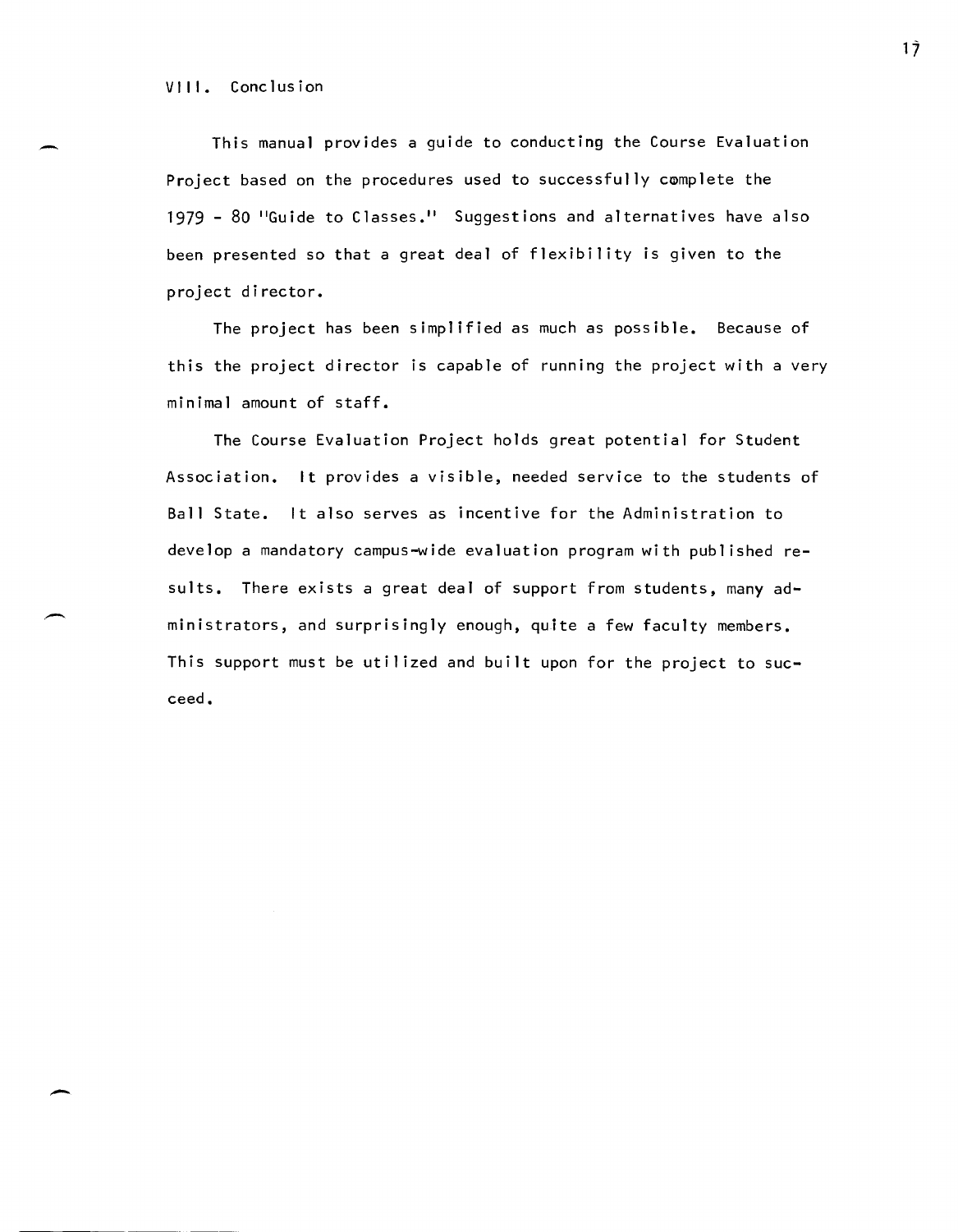## VIII. Conclusion

This manual provides a guide to conducting the Course Evaluation Project based on the procedures used to successfully complete the 1979 - 80 "Guide to Classes." Suggestions and alternatives have also been presented so that a great deal of flexibility is given to the project director.

The project has been simplified as much as possible. Because of this the project director is capable of running the project with a very minimal amount of staff.

The Course Evaluation Project holds great potential for Student Association. It provides a visible, needed service to the students of Ball State. It also serves as incentive for the Administration to develop a mandatory campus-wide evaluation program with published results. There exists a great deal of support from students, many administrators, and surprisingly enough, quite a few faculty members. This support must be utilized and built upon for the project to succeed.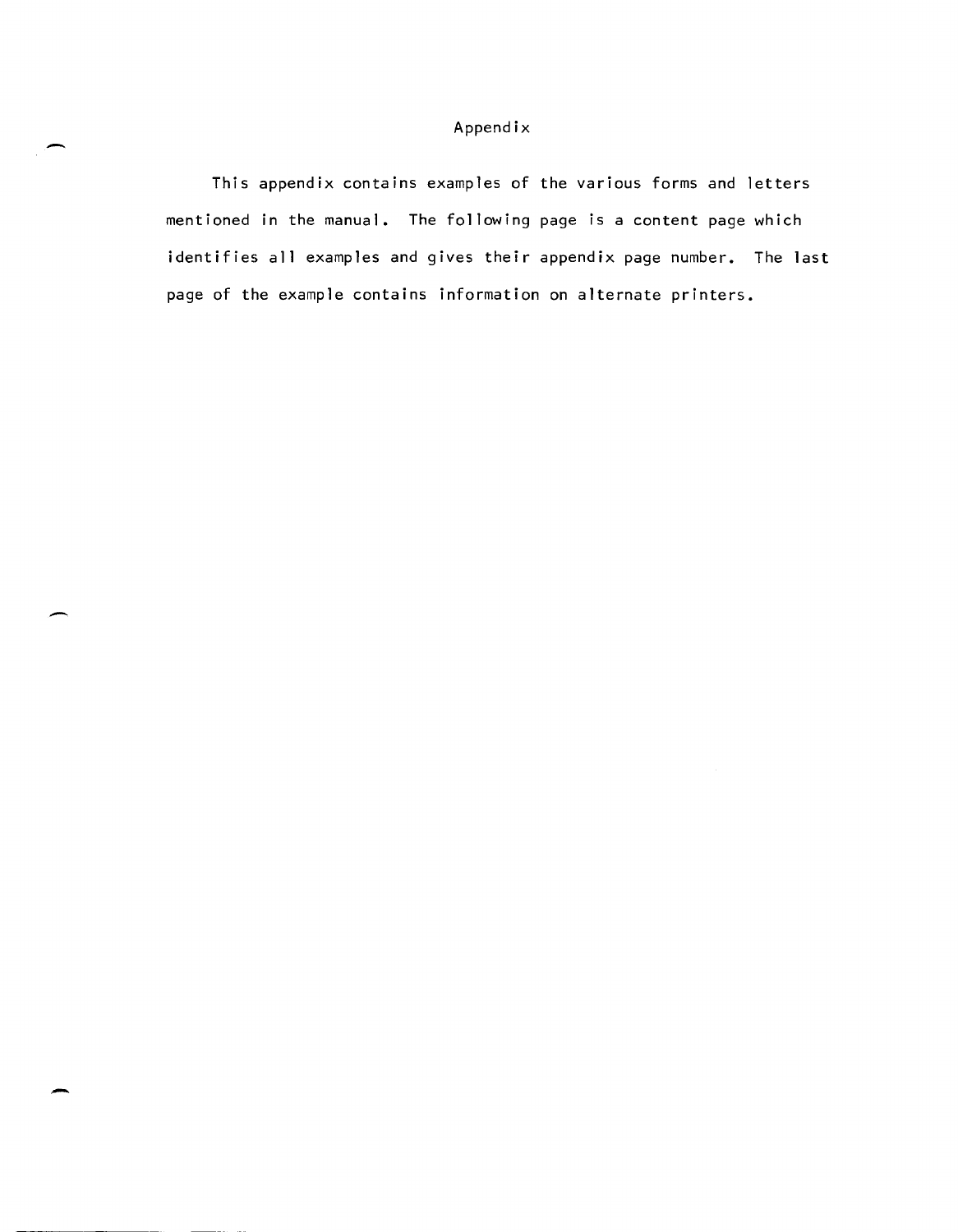# Appendix

This appendix contains examples of the various forms and letters mentioned in the manual. The following page is a content page which identifies all examples and gives their appendix page number. The last page of the example contains information on alternate printers.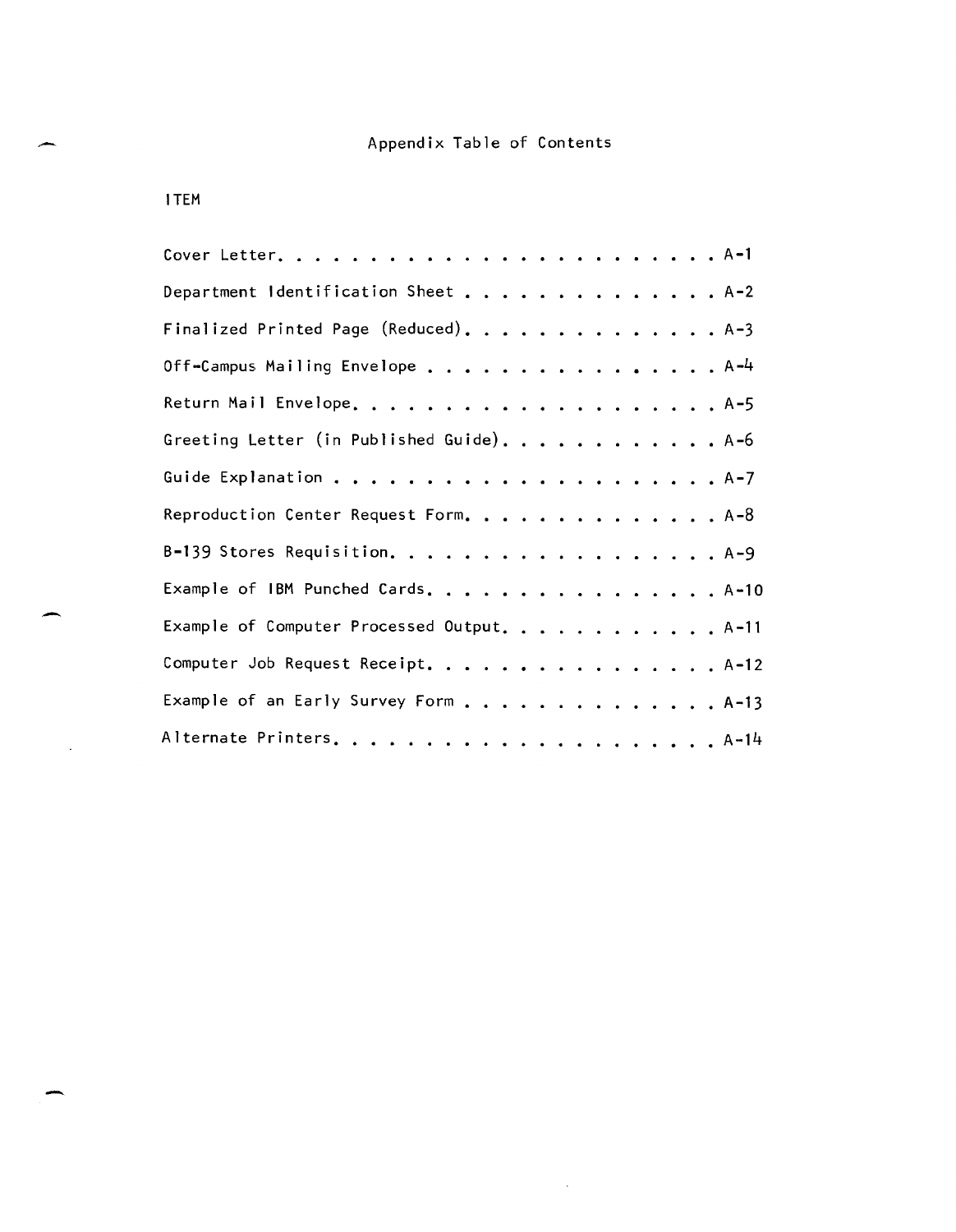# Appendix Table of Contents

| ITEM | |
|---|---|
| Cover Letter | A-1 |
| Department Identification Sheet | A-2 |
| Finalized Printed Page (Reduced) | A-3 |
| Off-Campus Mailing Envelope | A-4 |
| Return Mail Envelope | A-5 |
| Greeting Letter (in Published Guide) | A-6 |
| Guide Explanation | A-7 |
| Reproduction Center Request Form | A-8 |
| B-139 Stores Requisition | A-9 |
| Example of IBM Punched Cards | A-10 |
| Example of Computer Processed Output | A-11 |
| Computer Job Request Receipt | A-12 |
| Example of an Early Survey Form | A-13 |
| Alternate Printers | A-14 |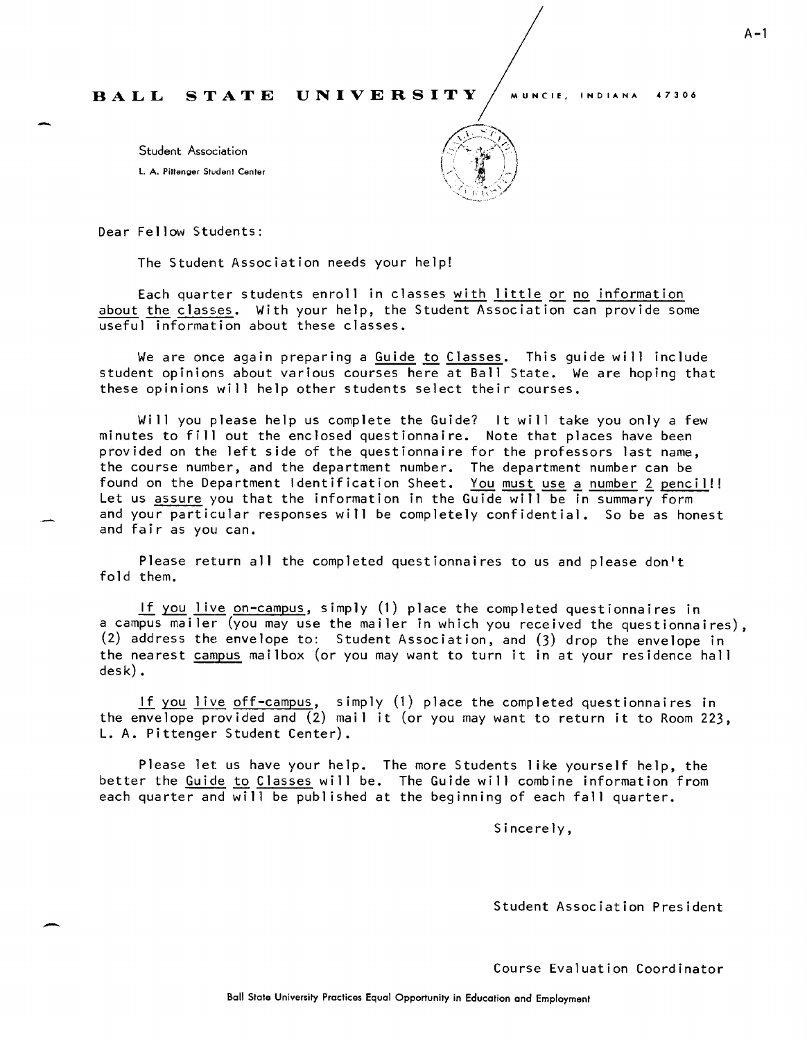**BALL STATE UNIVERSITY** MUNCIE, INDIANA 47306

Student Association
L. A. Pittenger Student Center

Dear Fellow Students:

The Student Association needs your help!

Each quarter students enroll in classes <u>with little or no information about the classes</u>. With your help, the Student Association can provide some useful information about these classes.

We are once again preparing a <u>Guide to Classes</u>. This guide will include student opinions about various courses here at Ball State. We are hoping that these opinions will help other students select their courses.

Will you please help us complete the Guide? It will take you only a few minutes to fill out the enclosed questionnaire. Note that places have been provided on the left side of the questionnaire for the professors last name, the course number, and the department number. The department number can be found on the Department Identification Sheet. <u>You must use a number 2 pencil</u>!! Let us <u>assure</u> you that the information in the Guide will be in summary form and your particular responses will be completely confidential. So be as honest and fair as you can.

Please return all the completed questionnaires to us and please don't fold them.

<u>If you live on-campus</u>, simply (1) place the completed questionnaires in a campus mailer (you may use the mailer in which you received the questionnaires), (2) address the envelope to: Student Association, and (3) drop the envelope in the nearest <u>campus</u> mailbox (or you may want to turn it in at your residence hall desk).

<u>If you live off-campus</u>, simply (1) place the completed questionnaires in the envelope provided and (2) mail it (or you may want to return it to Room 223, L. A. Pittenger Student Center).

Please let us have your help. The more Students like yourself help, the better the <u>Guide to Classes</u> will be. The Guide will combine information from each quarter and will be published at the beginning of each fall quarter.

Sincerely,

Student Association President

Course Evaluation Coordinator

Ball State University Practices Equal Opportunity in Education and Employment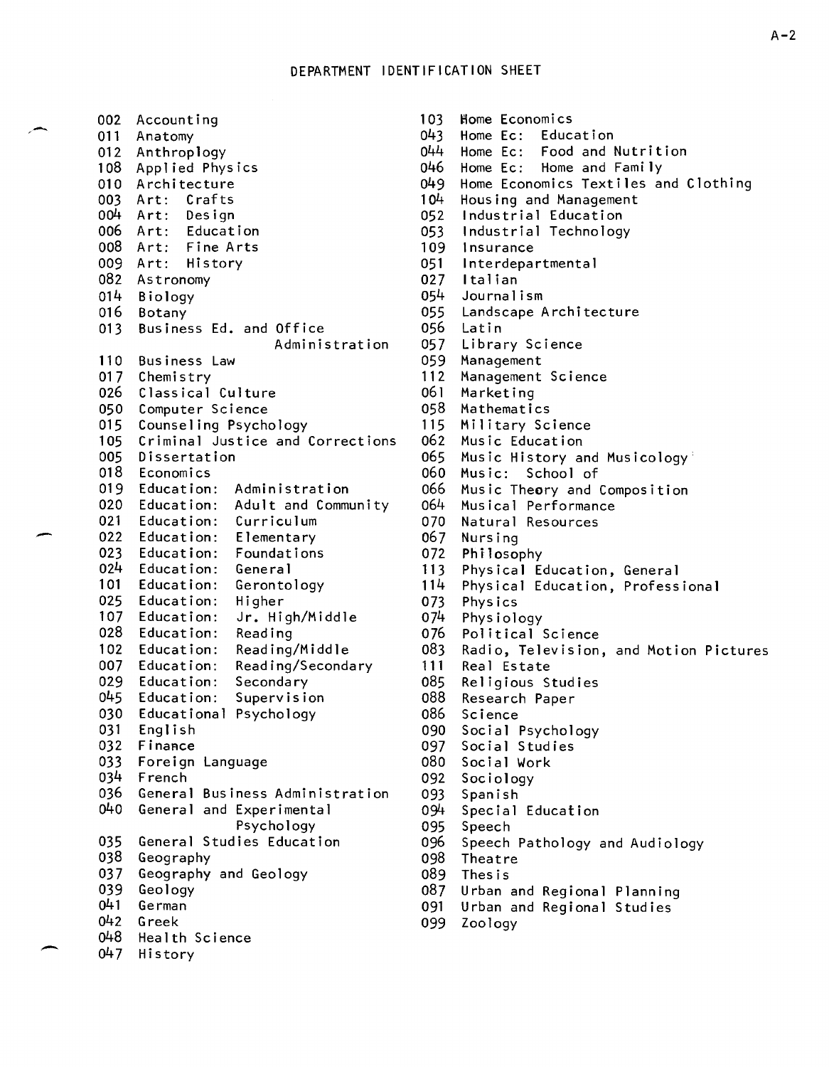## DEPARTMENT IDENTIFICATION SHEET

002 Accounting
011 Anatomy
012 Anthroplogy
108 Applied Physics
010 Architecture
003 Art: Crafts
004 Art: Design
006 Art: Education
008 Art: Fine Arts
009 Art: History
082 Astronomy
014 Biology
016 Botany
013 Business Ed. and Office Administration
110 Business Law
017 Chemistry
026 Classical Culture
050 Computer Science
015 Counseling Psychology
105 Criminal Justice and Corrections
005 Dissertation
018 Economics
019 Education: Administration
020 Education: Adult and Community
021 Education: Curriculum
022 Education: Elementary
023 Education: Foundations
024 Education: General
101 Education: Gerontology
025 Education: Higher
107 Education: Jr. High/Middle
028 Education: Reading
102 Education: Reading/Middle
007 Education: Reading/Secondary
029 Education: Secondary
045 Education: Supervision
030 Educational Psychology
031 English
032 Finance
033 Foreign Language
034 French
036 General Business Administration
040 General and Experimental Psychology
035 General Studies Education
038 Geography
037 Geography and Geology
039 Geology
041 German
042 Greek
048 Health Science
047 History
103 Home Economics
043 Home Ec: Education
044 Home Ec: Food and Nutrition
046 Home Ec: Home and Family
049 Home Economics Textiles and Clothing
104 Housing and Management
052 Industrial Education
053 Industrial Technology
109 Insurance
051 Interdepartmental
027 Italian
054 Journalism
055 Landscape Architecture
056 Latin
057 Library Science
059 Management
112 Management Science
061 Marketing
058 Mathematics
115 Military Science
062 Music Education
065 Music History and Musicology
060 Music: School of
066 Music Theory and Composition
064 Musical Performance
070 Natural Resources
067 Nursing
072 Philosophy
113 Physical Education, General
114 Physical Education, Professional
073 Physics
074 Physiology
076 Political Science
083 Radio, Television, and Motion Pictures
111 Real Estate
085 Religious Studies
088 Research Paper
086 Science
090 Social Psychology
097 Social Studies
080 Social Work
092 Sociology
093 Spanish
094 Special Education
095 Speech
096 Speech Pathology and Audiology
098 Theatre
089 Thesis
087 Urban and Regional Planning
091 Urban and Regional Studies
099 Zoology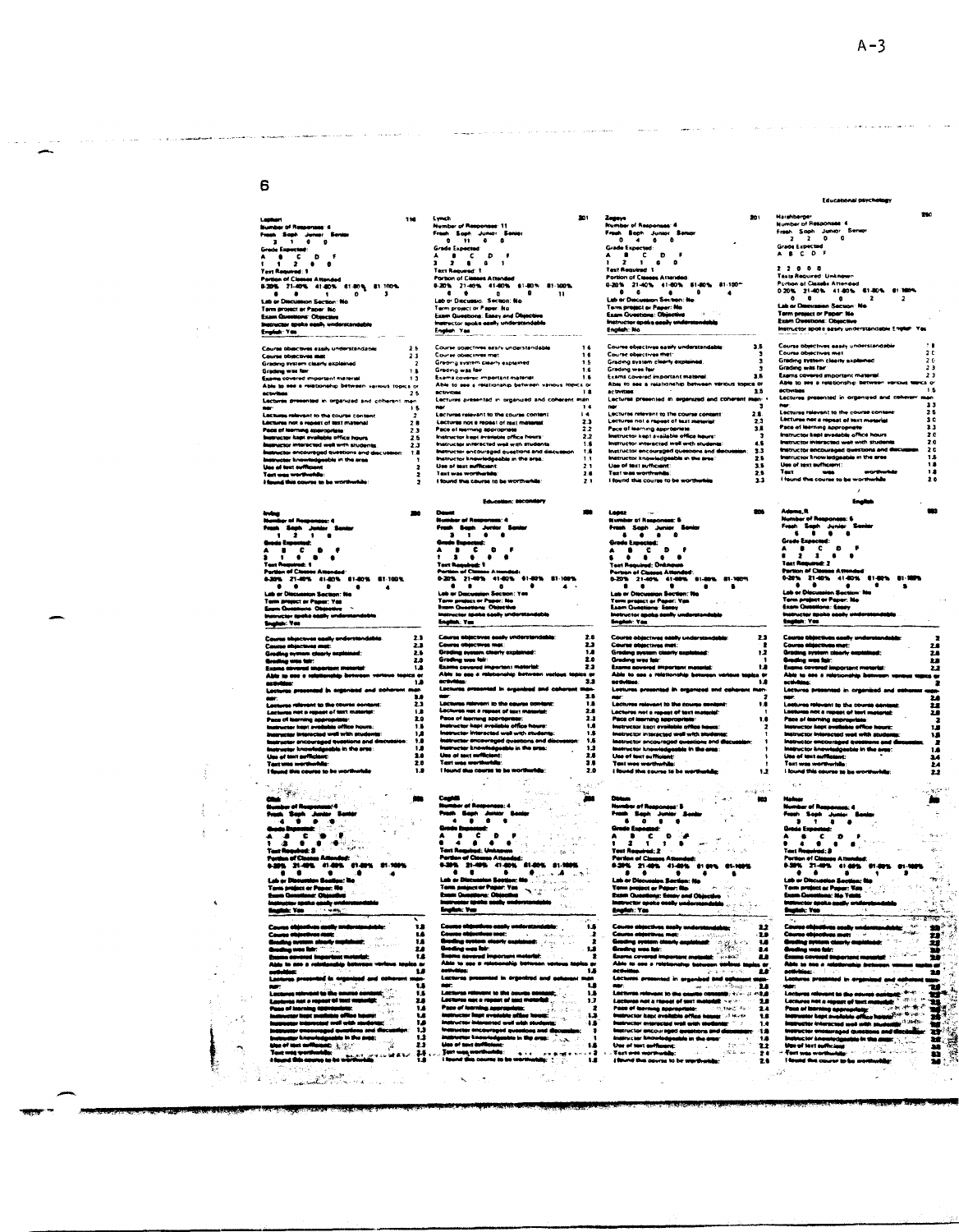## Educational psychology

### Lapham — 116

Number of Responses: 4

| Fresh | Soph | Junior | Senior |
|---|---|---|---|
| 3 | 1 | 0 | 0 |

Grade Expected:

| A | B | C | D | F |
|---|---|---|---|---|
| 1 | 1 | 2 | 0 | 0 |

Text Required: 1

Portion of Classes Attended

| 0-20% | 21-40% | 41-60% | 61-80% | 81-100% |
|---|---|---|---|---|
| 0 | 0 | 1 | 0 | 3 |

Lab or Discussion Section: No
Term project or Paper: No
Exam Questions: Objective
Instructor spoke easily understandable English: Yes

| Item | Rating |
|---|---|
| Course objectives easily understandable | 2.5 |
| Course objectives met | 2.3 |
| Grading system clearly explained | 2 |
| Grading was fair | 1.8 |
| Exams covered important material | 1.3 |
| Able to see a relationship between various topics or activities | 2.5 |
| Lectures presented in organized and coherent manner | 1.5 |
| Lectures relevant to the course content | 2 |
| Lectures not a repeat of text material | 2.8 |
| Pace of learning appropriate | 2.3 |
| Instructor kept available office hours | 2.5 |
| Instructor interacted well with students | 2.3 |
| Instructor encouraged questions and discussion | 1.8 |
| Instructor knowledgeable in the area | 1 |
| Use of text sufficient | 2 |
| Text was worthwhile | 2 |
| I found this course to be worthwhile | 2 |

### Lynch — 201

Number of Responses: 11

| Fresh | Soph | Junior | Senior |
|---|---|---|---|
| 0 | 11 | 0 | 0 |

Grade Expected

| A | B | C | D | F |
|---|---|---|---|---|
| 3 | 2 | 6 | 0 | 1 |

Text Required: 1

Portion of Classes Attended

| 0-20% | 21-40% | 41-60% | 61-80% | 81-100% |
|---|---|---|---|---|
| 0 | 0 | 0 | 0 | 11 |

Lab or Discussion Section: No
Term project or Paper: No
Exam Questions: Essay and Objective
Instructor spoke easily understandable English: Yes

| Item | Rating |
|---|---|
| Course objectives easily understandable | 1.6 |
| Course objectives met | 1.6 |
| Grading system clearly explained | 1.5 |
| Grading was fair | 1.6 |
| Exams covered important material | 1.6 |
| Able to see a relationship between various topics or activities | 1.8 |
| Lectures presented in organized and coherent manner | 1.4 |
| Lectures relevant to the course content | 1.4 |
| Lectures not a repeat of text material | 2.3 |
| Pace of learning appropriate | 2.2 |
| Instructor kept available office hours | 2.2 |
| Instructor interacted well with students | 1.6 |
| Instructor encouraged questions and discussion | 1.6 |
| Instructor knowledgeable in the area | 1.1 |
| Use of text sufficient | 2.1 |
| Text was worthwhile | 2.6 |
| I found this course to be worthwhile | 2.1 |

### Zagaya — 201

Number of Responses: 4

| Fresh | Soph | Junior | Senior |
|---|---|---|---|
| 0 | 4 | 0 | 0 |

Grade Expected:

| A | B | C | D | F |
|---|---|---|---|---|
| 1 | 2 | 1 | 0 | 0 |

Text Required: 1

Portion of Classes Attended

| 0-20% | 21-40% | 41-60% | 61-80% | 81-100% |
|---|---|---|---|---|
| 0 | 0 | 0 | 0 | 4 |

Lab or Discussion Section: No
Term project or Paper: No
Exam Questions: Objective
Instructor spoke easily understandable English: No

| Item | Rating |
|---|---|
| Course objectives easily understandable | 3.5 |
| Course objectives met | 3 |
| Grading system clearly explained | 3 |
| Grading was fair | 3 |
| Exams covered important material | 3.5 |
| Able to see a relationship between various topics or activities | 3.5 |
| Lectures presented in organized and coherent manner | 3 |
| Lectures relevant to the course content | 2.8 |
| Lectures not a repeat of text material | 2.3 |
| Pace of learning appropriate | 3.8 |
| Instructor kept available office hours | 3 |
| Instructor interacted well with students | 4.5 |
| Instructor encouraged questions and discussion | 3.3 |
| Instructor knowledgeable in the area | 2.5 |
| Use of text sufficient | 3.5 |
| Text was worthwhile | 2.5 |
| I found this course to be worthwhile | 3.3 |

### Harshberger — 290

Number of Responses: 4

| Fresh | Soph | Junior | Senior |
|---|---|---|---|
| 2 | 2 | 0 | 0 |

Grade Expected

| A | B | C | D | F |
|---|---|---|---|---|
| 2 | 2 | 0 | 0 | 0 |

Texts Required: Unknown

Portion of Classes Attended

| 0-20% | 21-40% | 41-60% | 61-80% | 81-100% |
|---|---|---|---|---|
| 0 | 0 | 0 | 2 | 2 |

Lab or Discussion Section: No
Term project or Paper: No
Exam Questions: Objective
Instructor spoke easily understandable English: Yes

| Item | Rating |
|---|---|
| Course objectives easily understandable | 1.8 |
| Course objectives met | 2.0 |
| Grading system clearly explained | 2.0 |
| Grading was fair | 2.3 |
| Exams covered important material | 2.3 |
| Able to see a relationship between various topics or activities | 1.5 |
| Lectures presented in organized and coherent manner | 3.3 |
| Lectures relevant to the course content | 2.5 |
| Lectures not a repeat of text material | 3.0 |
| Pace of learning appropriate | 3.3 |
| Instructor kept available office hours | 2.0 |
| Instructor interacted well with students | 2.0 |
| Instructor encouraged questions and discussion | 2.0 |
| Instructor knowledgeable in the area | 1.5 |
| Use of text sufficient | 1.8 |
| Text was worthwhile | 1.8 |
| I found this course to be worthwhile | 2.0 |

## Education: secondary

### Irving — 300

Number of Responses: 4

| Fresh | Soph | Junior | Senior |
|---|---|---|---|
| 1 | 2 | 1 | 0 |

Grade Expected:

| A | B | C | D | F |
|---|---|---|---|---|
| 2 | 1 | 1 | 0 | 0 |

Text Required: 1

Portion of Classes Attended:

| 0-20% | 21-40% | 41-60% | 61-80% | 81-100% |
|---|---|---|---|---|
| 0 | 0 | 0 | 0 | 4 |

Lab or Discussion Section: No
Term project or Paper: Yes
Exam Questions: Objective
Instructor spoke easily understandable English: Yes

| Item | Rating |
|---|---|
| Course objectives easily understandable | 2.3 |
| Course objectives met | 2.3 |
| Grading system clearly explained | 2.5 |
| Grading was fair | 2.0 |
| Exams covered important material | 1.8 |
| Able to see a relationship between various topics or activities | 1.8 |
| Lectures presented in organized and coherent manner | 3.0 |
| Lectures relevant to the course content | 2.3 |
| Lectures not a repeat of text material | 1.8 |
| Pace of learning appropriate | 2.0 |
| Instructor kept available office hours | 1.5 |
| Instructor interacted well with students | 1.8 |
| Instructor encouraged questions and discussion | 1.8 |
| Instructor knowledgeable in the area | 1.8 |
| Use of text sufficient | 3.0 |
| Text was worthwhile | 2.0 |
| I found this course to be worthwhile | 1.8 |

### Dewitt — 188

Number of Responses: 4

| Fresh | Soph | Junior | Senior |
|---|---|---|---|
| 3 | 1 | 0 | 0 |

Grade Expected:

| A | B | C | D | F |
|---|---|---|---|---|
| 1 | 3 | 0 | 0 | 0 |

Text Required: 1

Portion of Classes Attended:

| 0-20% | 21-40% | 41-60% | 61-80% | 81-100% |
|---|---|---|---|---|
| 0 | 0 | 0 | 0 | 4 |

Lab or Discussion Section: No
Term project or Paper: No
Exam Questions: Objective
Instructor spoke easily understandable English: Yes

| Item | Rating |
|---|---|
| Course objectives easily understandable | 2.0 |
| Course objectives met | 2.3 |
| Grading system clearly explained | 2.0 |
| Grading was fair | 2.0 |
| Exams covered important material | 2.3 |
| Able to see a relationship between various topics or activities | 2.3 |
| Lectures presented in organized and coherent manner | 2.5 |
| Lectures relevant to the course content | 1.8 |
| Lectures not a repeat of text material | 2.0 |
| Pace of learning appropriate | 2.3 |
| Instructor kept available office hours | 1.8 |
| Instructor interacted well with students | 1.5 |
| Instructor encouraged questions and discussion | 1.5 |
| Instructor knowledgeable in the area | 1.3 |
| Use of text sufficient | 2.8 |
| Text was worthwhile | 3.0 |
| I found this course to be worthwhile | 2.0 |

### Lopez — 305

Number of Responses: 5

| Fresh | Soph | Junior | Senior |
|---|---|---|---|
| 5 | 0 | 0 | 0 |

Grade Expected:

| A | B | C | D | F |
|---|---|---|---|---|
| 0 | 2 | 3 | 0 | 0 |

Text Required: Unknown

Portion of Classes Attended:

| 0-20% | 21-40% | 41-60% | 61-80% | 81-100% |
|---|---|---|---|---|
| 0 | 0 | 0 | 0 | 5 |

Lab or Discussion Section: No
Term project or Paper: Yes
Exam Questions: Essay
Instructor spoke easily understandable English: Yes

| Item | Rating |
|---|---|
| Course objectives easily understandable | 2.3 |
| Course objectives met | 2 |
| Grading system clearly explained | 1.2 |
| Grading was fair | 1 |
| Exams covered important material | 1.8 |
| Able to see a relationship between various topics or activities | 1.8 |
| Lectures presented in organized and coherent manner | 2 |
| Lectures relevant to the course content | 1.8 |
| Lectures not a repeat of text material | |
| Pace of learning appropriate | 1.8 |
| Instructor kept available office hours | 2 |
| Instructor interacted well with students | 1 |
| Instructor encouraged questions and discussion | 1 |
| Instructor knowledgeable in the area | 1 |
| Use of text sufficient | 1 |
| Text was worthwhile | 1 |
| I found this course to be worthwhile | 1.2 |

## English

### Adams, R — 103

Number of Responses: 5

| Fresh | Soph | Junior | Senior |
|---|---|---|---|
| 5 | 0 | 0 | 0 |

Grade Expected:

| A | B | C | D | F |
|---|---|---|---|---|
| 0 | 2 | 3 | 0 | 0 |

Text Required: 2

Portion of Classes Attended

| 0-20% | 21-40% | 41-60% | 61-80% | 81-100% |
|---|---|---|---|---|
| 0 | 0 | 0 | 0 | 5 |

Lab or Discussion Section: No
Term project or Paper: No
Exam Questions: Essay
Instructor spoke easily understandable English: Yes

| Item | Rating |
|---|---|
| Course objectives easily understandable | 2 |
| Course objectives met | 2.8 |
| Grading system clearly explained | 2.8 |
| Grading was fair | 2.8 |
| Exams covered important material | 2.2 |
| Able to see a relationship between various topics or activities | 2 |
| Lectures presented in organized and coherent manner | 2.8 |
| Lectures relevant to the course content | 2.2 |
| Lectures not a repeat of text material | 2.2 |
| Pace of learning appropriate | 2 |
| Instructor kept available office hours | 1.8 |
| Instructor interacted well with students | 1.8 |
| Instructor encouraged questions and discussion | 2 |
| Instructor knowledgeable in the area | 1.6 |
| Use of text sufficient | 3.4 |
| Text was worthwhile | 2.4 |
| I found this course to be worthwhile | 2.2 |

### Click — 103

Number of Responses: 4

| Fresh | Soph | Junior | Senior |
|---|---|---|---|
| 4 | 0 | 0 | 0 |

Grade Expected:

| A | B | C | D | F |
|---|---|---|---|---|
| 1 | 2 | 0 | 0 | 0 |

Text Required: 2

Portion of Classes Attended:

| 0-20% | 21-40% | 41-60% | 61-80% | 81-100% |
|---|---|---|---|---|
| 0 | 0 | 0 | 0 | 4 |

Lab or Discussion Section: No
Term project or Paper: No
Exam Questions: Objective
Instructor spoke easily understandable English: Yes

| Item | Rating |
|---|---|
| Course objectives easily understandable | 1.8 |
| Course objectives met | 1.5 |
| Grading system clearly explained | 1.8 |
| Grading was fair | 2.0 |
| Exams covered important material | 1.5 |
| Able to see a relationship between various topics or activities | 1.8 |
| Lectures presented in organized and coherent manner | 1.5 |
| Lectures relevant to the course content | 1.5 |
| Lectures not a repeat of text material | 2.0 |
| Pace of learning appropriate | 1.5 |
| Instructor kept available office hours | 1.3 |
| Instructor interacted well with students | 1.8 |
| Instructor encouraged questions and discussion | 1.3 |
| Instructor knowledgeable in the area | 1.3 |
| Use of text sufficient | 2.3 |
| Text was worthwhile | 2.5 |
| I found this course to be worthwhile | 1.8 |

### Cogdill — 103

Number of Responses: 4

| Fresh | Soph | Junior | Senior |
|---|---|---|---|
| 4 | 0 | 0 | 0 |

Grade Expected:

| A | B | C | D | F |
|---|---|---|---|---|
| 0 | 4 | 0 | 0 | 0 |

Text Required: Unknown

Portion of Classes Attended:

| 0-20% | 21-40% | 41-60% | 61-80% | 81-100% |
|---|---|---|---|---|
| 0 | 0 | 0 | 0 | 4 |

Lab or Discussion Section: No
Term project or Paper: Yes
Exam Questions: Objective
Instructor spoke easily understandable English: Yes

| Item | Rating |
|---|---|
| Course objectives easily understandable | 1.5 |
| Course objectives met | 2 |
| Grading system clearly explained | 2 |
| Grading was fair | 1.3 |
| Exams covered important material | 1.5 |
| Able to see a relationship between various topics or activities | 1.5 |
| Lectures presented in organized and coherent manner | 1.8 |
| Lectures relevant to the course content | 1.5 |
| Lectures not a repeat of text material | 1.7 |
| Pace of learning appropriate | 2 |
| Instructor kept available office hours | 1.3 |
| Instructor interacted well with students | 1.5 |
| Instructor encouraged questions and discussion | 1 |
| Instructor knowledgeable in the area | 1 |
| Use of text sufficient | 1.8 |
| Text was worthwhile | 2 |
| I found this course to be worthwhile | 1.8 |

### Dotson — 103

Number of Responses: 6

| Fresh | Soph | Junior | Senior |
|---|---|---|---|
| 6 | 0 | 0 | 0 |

Grade Expected:

| A | B | C | D | F |
|---|---|---|---|---|
| 1 | 2 | 1 | 1 | 0 |

Text Required: 2

Portion of Classes Attended:

| 0-20% | 21-40% | 41-60% | 61-80% | 81-100% |
|---|---|---|---|---|
| 0 | 0 | 0 | 0 | 6 |

Lab or Discussion Section: No
Term project or Paper: No
Exam Questions: Essay and Objective
Instructor spoke easily understandable English: Yes

| Item | Rating |
|---|---|
| Course objectives easily understandable | 2.2 |
| Course objectives met | 2.0 |
| Grading system clearly explained | 1.8 |
| Grading was fair | 2.4 |
| Exams covered important material | 2.2 |
| Able to see a relationship between various topics or activities | 2.0 |
| Lectures presented in organized and coherent manner | 2.0 |
| Lectures relevant to the course content | 2.0 |
| Lectures not a repeat of text material | 2.0 |
| Pace of learning appropriate | 2.4 |
| Instructor kept available office hours | 1.6 |
| Instructor interacted well with students | 1.4 |
| Instructor encouraged questions and discussion | 1.8 |
| Instructor knowledgeable in the area | 1.6 |
| Use of text sufficient | 2.2 |
| Text was worthwhile | 2.4 |
| I found this course to be worthwhile | 2.0 |

### Holmes — 103

Number of Responses: 4

| Fresh | Soph | Junior | Senior |
|---|---|---|---|
| 3 | 1 | 0 | 0 |

Grade Expected:

| A | B | C | D | F |
|---|---|---|---|---|
| 0 | 4 | 0 | 0 | 0 |

Text Required: 3

Portion of Classes Attended:

| 0-20% | 21-40% | 41-60% | 61-80% | 81-100% |
|---|---|---|---|---|
| 0 | 0 | 1 | 0 | 3 |

Lab or Discussion Section: No
Term project or Paper: Yes
Exam Questions: No Tests
Instructor spoke easily understandable English: Yes

| Item | Rating |
|---|---|
| Course objectives easily understandable | 2.3 |
| Course objectives met | 2.3 |
| Grading system clearly explained | 2.3 |
| Grading was fair | 2.3 |
| Exams covered important material | 2.3 |
| Able to see a relationship between various topics or activities | 2.0 |
| Lectures presented in organized and coherent manner | 2.0 |
| Lectures relevant to the course content | 2.3 |
| Lectures not a repeat of text material | 2.3 |
| Pace of learning appropriate | 2.3 |
| Instructor kept available office hours | 1.8 |
| Instructor interacted well with students | 1.8 |
| Instructor encouraged questions and discussion | 2.3 |
| Instructor knowledgeable in the area | 2.0 |
| Use of text sufficient | 2.3 |
| Text was worthwhile | 2.3 |
| I found this course to be worthwhile | 2.0 |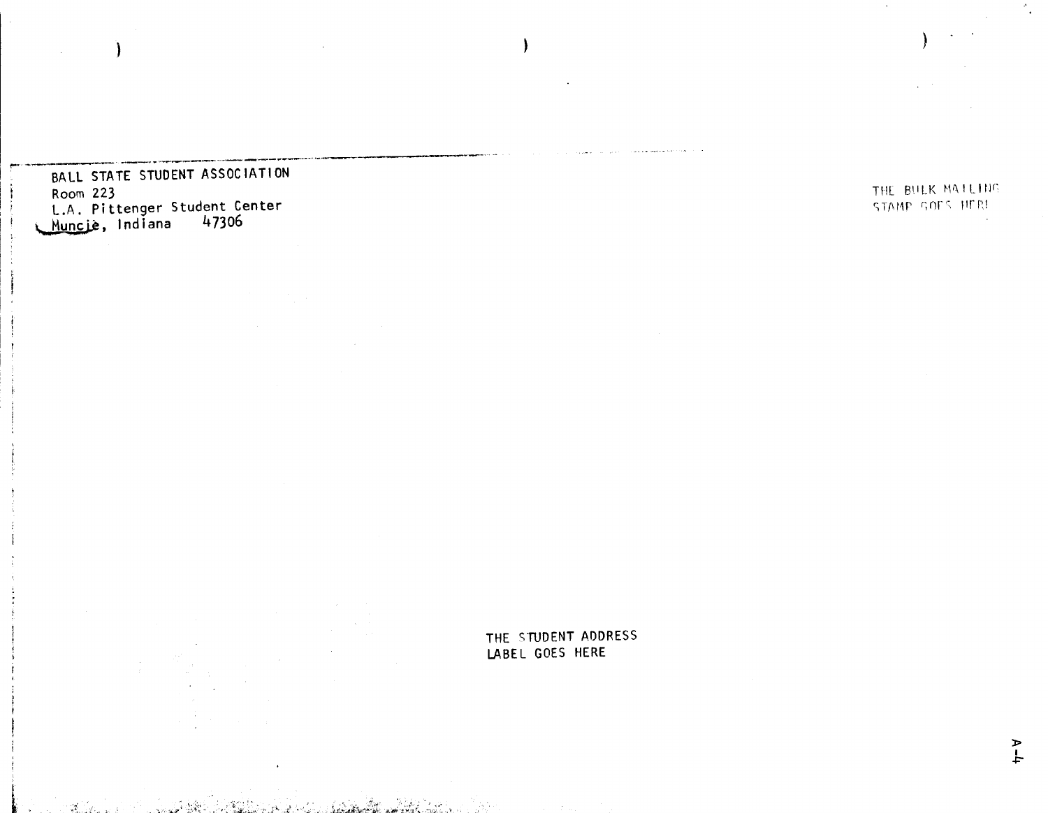BALL STATE STUDENT ASSOCIATION
Room 223
L.A. Pittenger Student Center
Muncie, Indiana 47306

THE BULK MAILING
STAMP GOES HERE

THE STUDENT ADDRESS
LABEL GOES HERE

A-4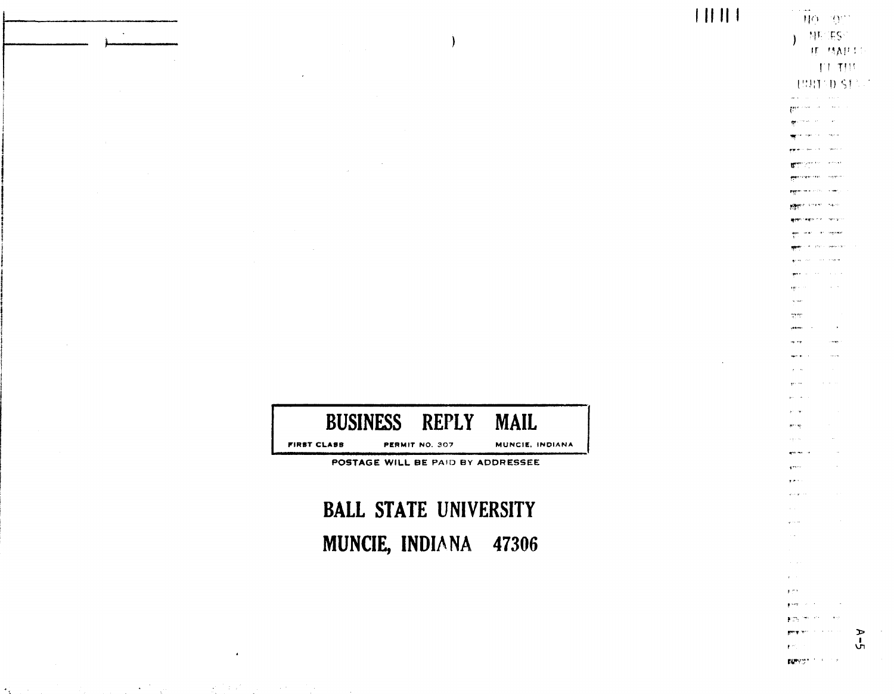NO POSTAGE
NECESSARY
IF MAILED
IN THE
UNITED STATES

**BUSINESS REPLY MAIL**

FIRST CLASS PERMIT NO. 307 MUNCIE, INDIANA

POSTAGE WILL BE PAID BY ADDRESSEE

**BALL STATE UNIVERSITY**

**MUNCIE, INDIANA 47306**

A-5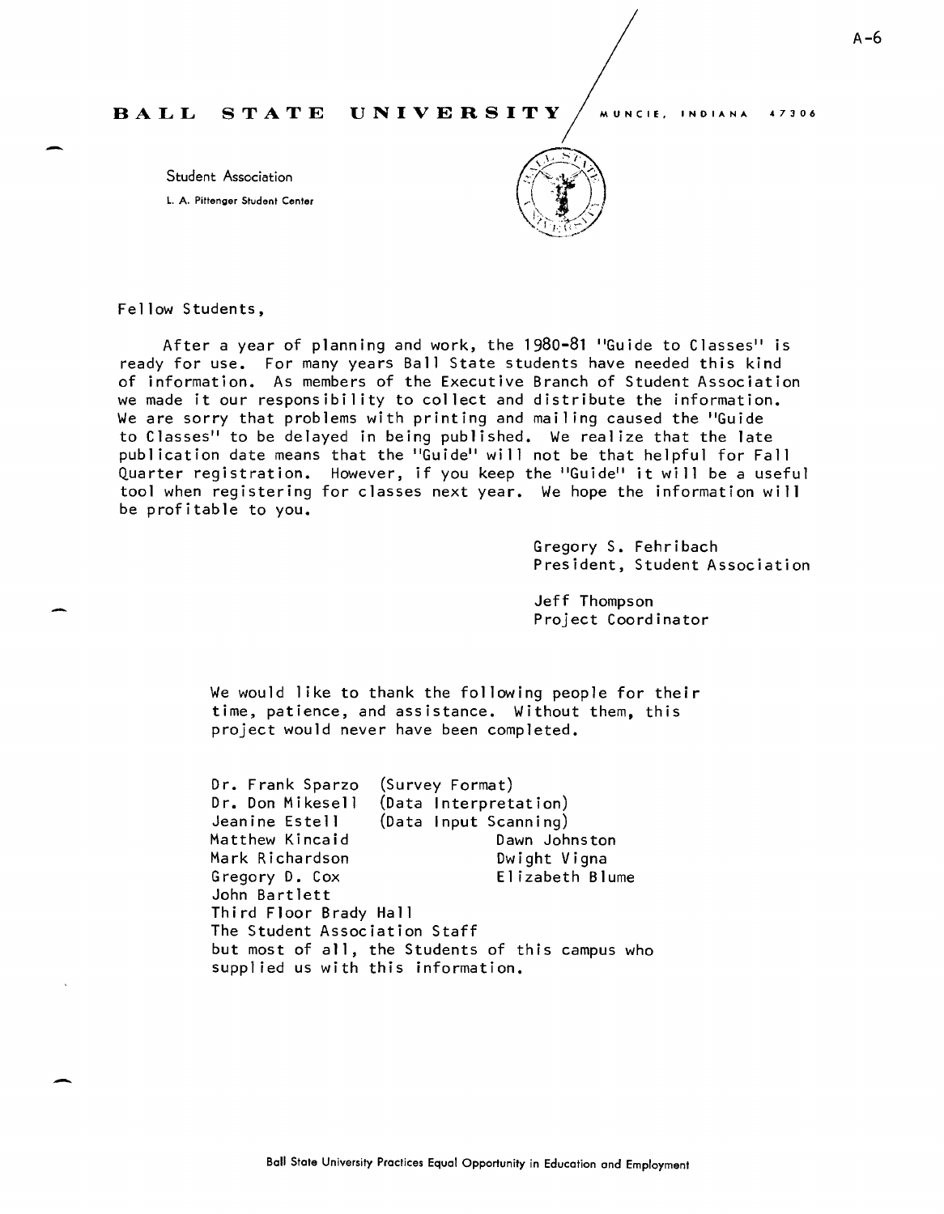**BALL STATE UNIVERSITY** MUNCIE, INDIANA 47306

Student Association
L. A. Pittenger Student Center

Fellow Students,

After a year of planning and work, the 1980-81 "Guide to Classes" is ready for use. For many years Ball State students have needed this kind of information. As members of the Executive Branch of Student Association we made it our responsibility to collect and distribute the information. We are sorry that problems with printing and mailing caused the "Guide to Classes" to be delayed in being published. We realize that the late publication date means that the "Guide" will not be that helpful for Fall Quarter registration. However, if you keep the "Guide" it will be a useful tool when registering for classes next year. We hope the information will be profitable to you.

Gregory S. Fehribach
President, Student Association

Jeff Thompson
Project Coordinator

We would like to thank the following people for their time, patience, and assistance. Without them, this project would never have been completed.

Dr. Frank Sparzo (Survey Format)
Dr. Don Mikesell (Data Interpretation)
Jeanine Estell (Data Input Scanning)
Matthew Kincaid
Mark Richardson
Gregory D. Cox
John Bartlett
Dawn Johnston
Dwight Vigna
Elizabeth Blume
Third Floor Brady Hall
The Student Association Staff
but most of all, the Students of this campus who supplied us with this information.

Ball State University Practices Equal Opportunity in Education and Employment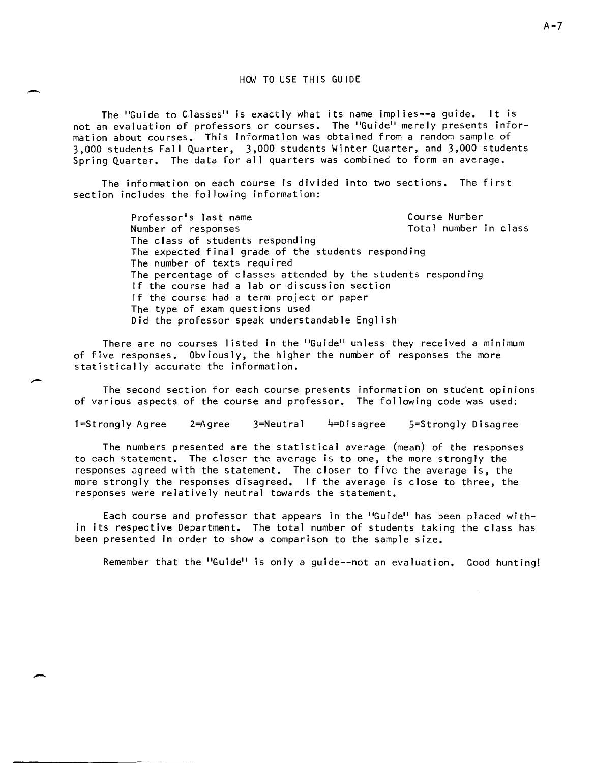# HOW TO USE THIS GUIDE

The "Guide to Classes" is exactly what its name implies--a guide. It is not an evaluation of professors or courses. The "Guide" merely presents information about courses. This information was obtained from a random sample of 3,000 students Fall Quarter, 3,000 students Winter Quarter, and 3,000 students Spring Quarter. The data for all quarters was combined to form an average.

The information on each course is divided into two sections. The first section includes the following information:

| | |
|---|---|
| Professor's last name | Course Number |
| Number of responses | Total number in class |

- The class of students responding
- The expected final grade of the students responding
- The number of texts required
- The percentage of classes attended by the students responding
- If the course had a lab or discussion section
- If the course had a term project or paper
- The type of exam questions used
- Did the professor speak understandable English

There are no courses listed in the "Guide" unless they received a minimum of five responses. Obviously, the higher the number of responses the more statistically accurate the information.

The second section for each course presents information on student opinions of various aspects of the course and professor. The following code was used:

1=Strongly Agree 2=Agree 3=Neutral 4=Disagree 5=Strongly Disagree

The numbers presented are the statistical average (mean) of the responses to each statement. The closer the average is to one, the more strongly the responses agreed with the statement. The closer to five the average is, the more strongly the responses disagreed. If the average is close to three, the responses were relatively neutral towards the statement.

Each course and professor that appears in the "Guide" has been placed within its respective Department. The total number of students taking the class has been presented in order to show a comparison to the sample size.

Remember that the "Guide" is only a guide--not an evaluation. Good hunting!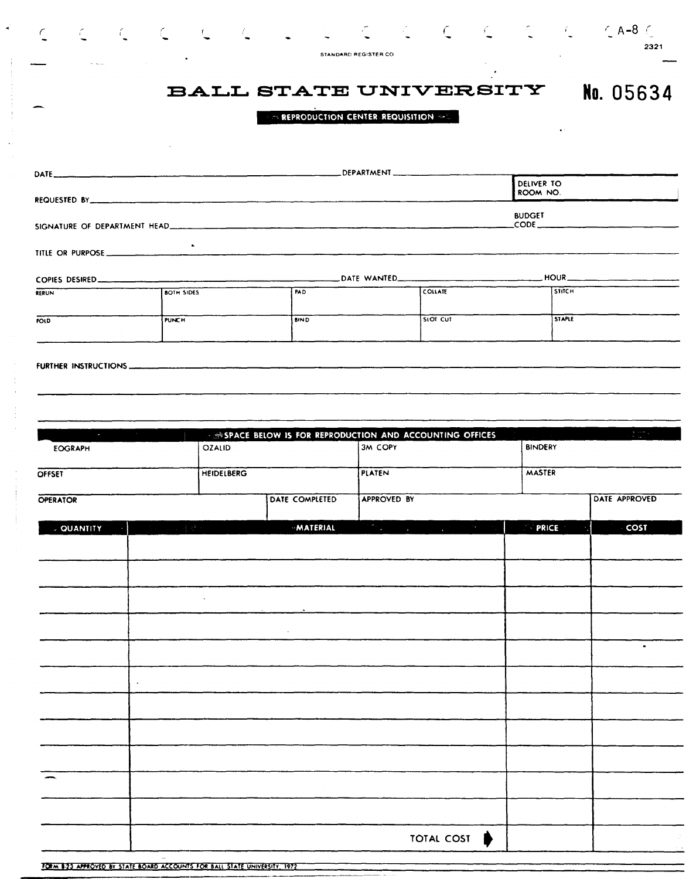A-8

2321

STANDARD REGISTER CO

# BALL STATE UNIVERSITY

**No. 05634**

**REPRODUCTION CENTER REQUISITION**

DATE ______________________ DEPARTMENT ______________________

| DELIVER TO ROOM NO. |
|---|

REQUESTED BY ______________________

SIGNATURE OF DEPARTMENT HEAD ______________________ BUDGET CODE ______________________

TITLE OR PURPOSE ______________________

COPIES DESIRED ______________________ DATE WANTED ______________________ HOUR ______________________

| RERUN | BOTH SIDES | PAD | COLLATE | STITCH |
|---|---|---|---|---|
| FOLD | PUNCH | BIND | SLOT CUT | STAPLE |

FURTHER INSTRUCTIONS ______________________

**SPACE BELOW IS FOR REPRODUCTION AND ACCOUNTING OFFICES**

| EOGRAPH | OZALID | 3M COPY | BINDERY |
|---|---|---|---|
| OFFSET | HEIDELBERG | PLATEN | MASTER |

| OPERATOR | DATE COMPLETED | APPROVED BY | DATE APPROVED |
|---|---|---|---|

| QUANTITY | MATERIAL | PRICE | COST |
|---|---|---|---|
| | | | |
| | | | |
| | | | |
| | | | |
| | | | |
| | | | |
| | | | |
| | | | |
| | | | |
| | | | |
| | | | |
| | TOTAL COST | | |

FORM B23 APPROVED BY STATE BOARD ACCOUNTS FOR BALL STATE UNIVERSITY, 1972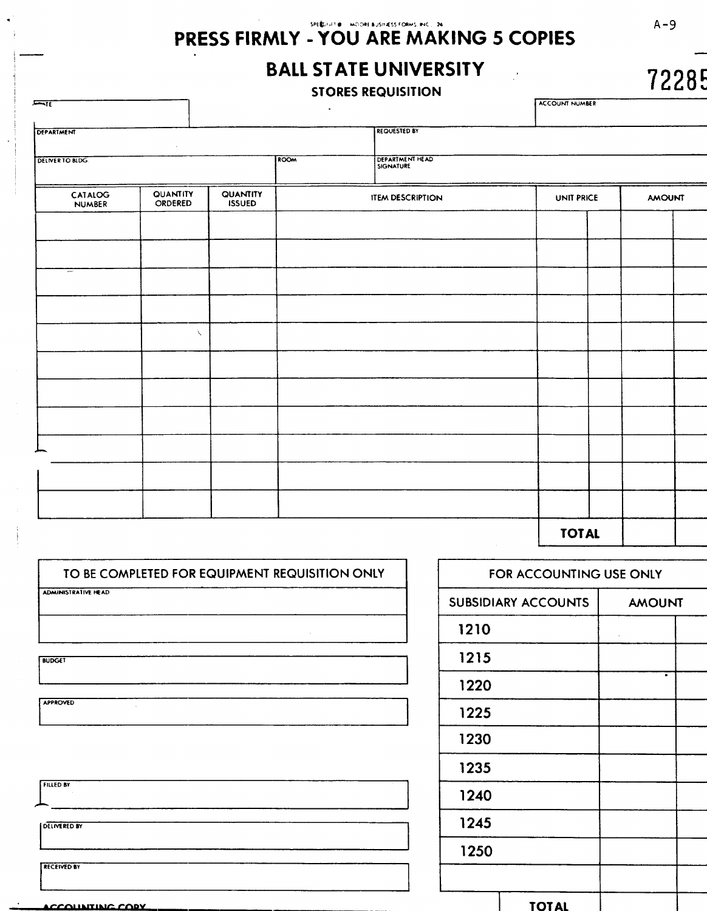SPEEDIFLIT® MOORE BUSINESS FORMS, INC. 24

A-9

# PRESS FIRMLY - YOU ARE MAKING 5 COPIES

## BALL STATE UNIVERSITY

### STORES REQUISITION

72285

| DATE | | ACCOUNT NUMBER |
|---|---|---|
| | | |

| DEPARTMENT | | REQUESTED BY |
|---|---|---|
| DELIVER TO BLDG. | ROOM | DEPARTMENT HEAD SIGNATURE |

| CATALOG NUMBER | QUANTITY ORDERED | QUANTITY ISSUED | ITEM DESCRIPTION | UNIT PRICE | | AMOUNT | |
|---|---|---|---|---|---|---|---|
| | | | | | | | |
| | | | | | | | |
| | | | | | | | |
| | | | | | | | |
| | | | | | | | |
| | | | | | | | |
| | | | | | | | |
| | | | | | | | |
| | | | | | | | |
| | | | | | | | |
| | | | | | | | |
| | | | | **TOTAL** | | | |

| TO BE COMPLETED FOR EQUIPMENT REQUISITION ONLY |
|---|
| ADMINISTRATIVE HEAD |
| |
| BUDGET |
| APPROVED |

| FILLED BY |
|---|
| DELIVERED BY |
| RECEIVED BY |

| FOR ACCOUNTING USE ONLY | | |
|---|---|---|
| SUBSIDIARY ACCOUNTS | AMOUNT | |
| 1210 | | |
| 1215 | | |
| 1220 | | |
| 1225 | | |
| 1230 | | |
| 1235 | | |
| 1240 | | |
| 1245 | | |
| 1250 | | |
| | | |
| **TOTAL** | | |

ACCOUNTING COPY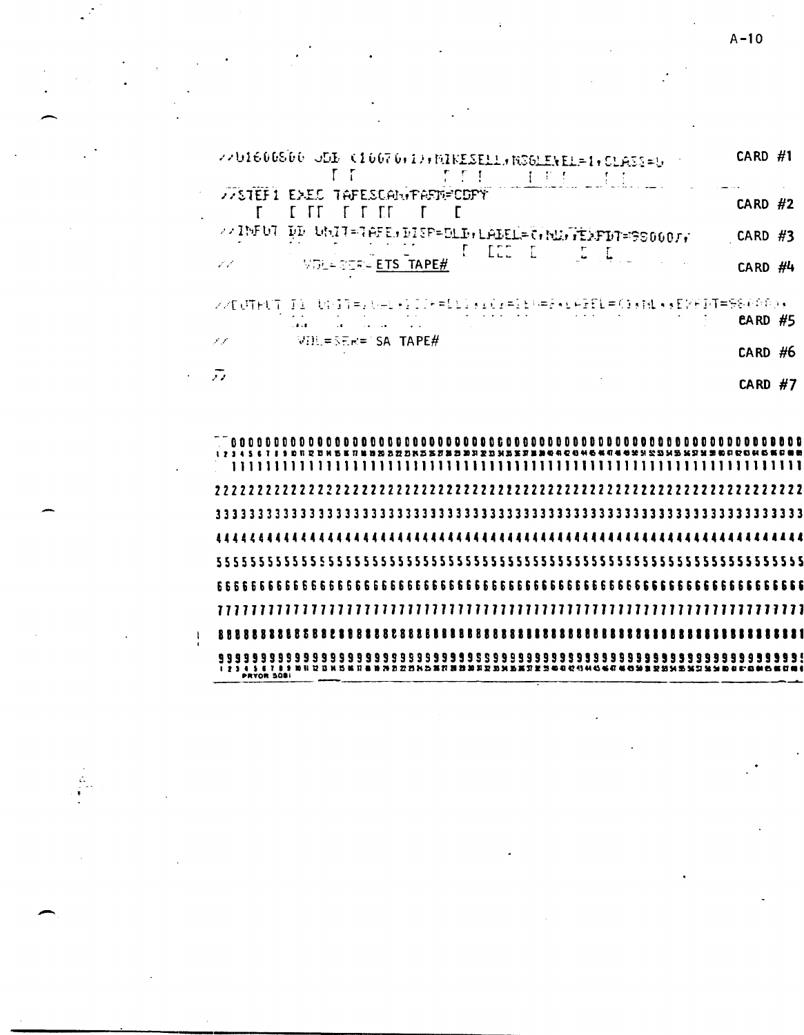```
//U1600S00 JOB (10070,1),MIKESELL,MSGLEVEL=1,CLASS=U          CARD #1

//STEP1 EXEC TAPESCAN,PARM=COPY                               CARD #2

//INPUT DD UNIT=TAPE,DISP=OLD,LABEL=(,NL),EXPDT=98000,        CARD #3

//          VOL=SER=ETS TAPE#                                 CARD #4

//OUTPUT DD UNIT=(,,DEFER),DCB=(...),LABEL=(,NL),EXPDT=98000, CARD #5

//          VOL=SER= SA TAPE#                                 CARD #6

//                                                            CARD #7
```

```
 0000000000000000000000000000000000000000000000000000000000000000000000000000000
 1111111111111111111111111111111111111111111111111111111111111111111111111111111
 2222222222222222222222222222222222222222222222222222222222222222222222222222222
 3333333333333333333333333333333333333333333333333333333333333333333333333333333
 4444444444444444444444444444444444444444444444444444444444444444444444444444444
 5555555555555555555555555555555555555555555555555555555555555555555555555555555
 6666666666666666666666666666666666666666666666666666666666666666666666666666666
 7777777777777777777777777777777777777777777777777777777777777777777777777777777
 8888888888888888888888888888888888888888888888888888888888888888888888888888888
 9999999999999999999999999999999999999999999999999999999999999999999999999999999
 PRYOR 5081
```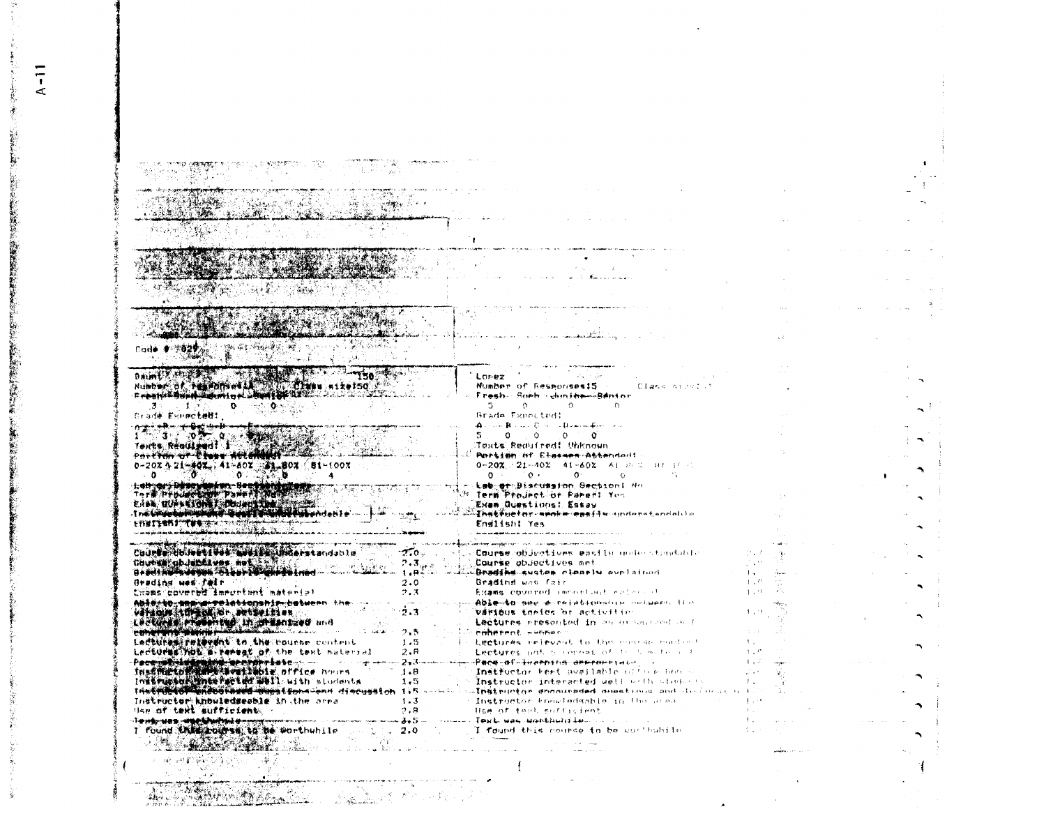Code # 7027

| Daunt | 150 |
|---|---|
| Number of responses: 4 | Class size: 50 |

Fresh Soph Junior Senior
3 1 0 0

Grade Expected:
A B C D F
1 3 0 0 0

Texts Required: 1

Portion of Class Attended:
0-20% 21-40% 41-60% 61-80% 81-100%
0 0 0 0 4

Lab or Discussion Section: Yes
Term Project or Paper: No
Exam Questions: Objective
Instructor spoke easily understandable English: Yes

| | |
|---|---|
| Course objectives easily understandable | 2.0 |
| Course objectives met | 2.3 |
| Grading system clearly explained | 1.8 |
| Grading was fair | 2.0 |
| Exams covered important material | 2.3 |
| Able to see a relationship between the various topics or activities | 2.3 |
| Lectures presented in organized and coherent manner | 2.5 |
| Lectures relevant to the course content | 1.5 |
| Lectures not a repeat of the text material | 2.8 |
| Pace of learning appropriate | 2.3 |
| Instructor kept available office hours | 1.8 |
| Instructor interacted well with students | 1.5 |
| Instructor encouraged questions and discussion | 1.5 |
| Instructor knowledgeable in the area | 1.3 |
| Use of text sufficient | 2.8 |
| Text was worthwhile | 3.5 |
| I found this course to be worthwhile | 2.0 |

Lopez

Number of Responses: 5 Class size:

Fresh Soph Junior Senior
5 0 0 0

Grade Expected:
A B C D F
5 0 0 0 0

Texts Required: Unknown

Portion of Classes Attended:
0-20% 21-40% 41-60% 61-80% 81-100%
0 0 0 0 5

Lab or Discussion Section: No
Term Project or Paper: Yes
Exam Questions: Essay
Instructor spoke easily understandable English: Yes

| | |
|---|---|
| Course objectives easily understandable | |
| Course objectives met | |
| Grading system clearly explained | 1. |
| Grading was fair | 1.0 |
| Exams covered important material | 1.0 |
| Able to see a relationship between the various topics or activities | 1.0 |
| Lectures presented in an organized and coherent manner | |
| Lectures relevant to the course content | 1. |
| Lectures not a repeat of the text material | 1.0 |
| Pace of learning appropriate | 1.0 |
| Instructor kept available office hours | |
| Instructor interacted well with students | 1. |
| Instructor encouraged questions and discussion | 1. |
| Instructor knowledgeable in the area | 1.0 |
| Use of text sufficient | 1. |
| Text was worthwhile | 1. |
| I found this course to be worthwhile | 1. |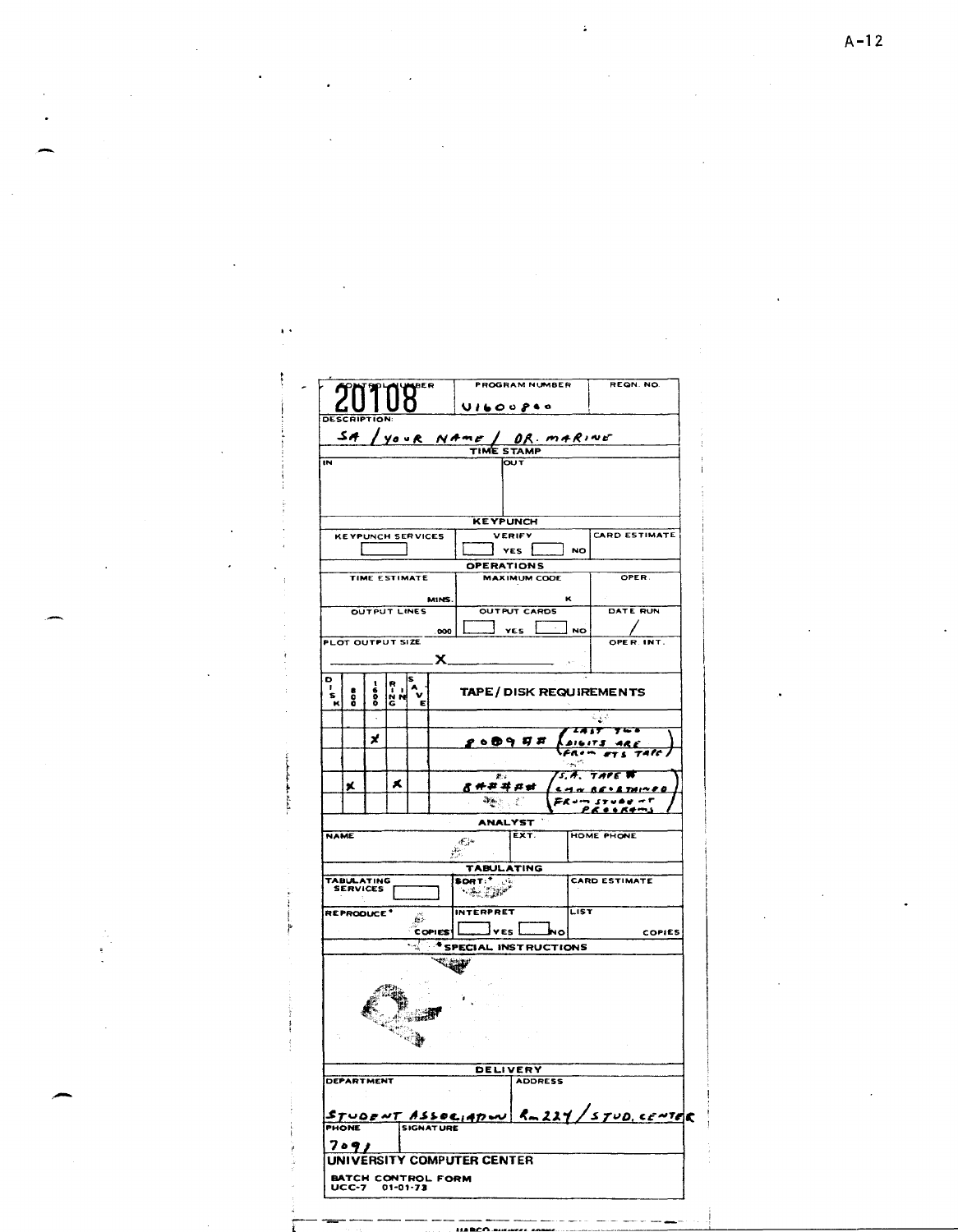A-12

| CONTROL NUMBER | PROGRAM NUMBER | REQN. NO. |
|---|---|---|
| 20108 | U1600800 | |

**DESCRIPTION:**

SA / YOUR NAME / DR. MARINE

**TIME STAMP**

| IN | OUT |
|---|---|
| | |

**KEYPUNCH**

| KEYPUNCH SERVICES | VERIFY | CARD ESTIMATE |
|---|---|---|
| ☐ | ☐ YES ☐ NO | |

**OPERATIONS**

| TIME ESTIMATE | MAXIMUM CODE | OPER. |
|---|---|---|
| MINS. | K | |
| **OUTPUT LINES** | **OUTPUT CARDS** | **DATE RUN** |
| 000 | ☐ YES ☐ NO | / |
| **PLOT OUTPUT SIZE** | | **OPER. INT.** |
| ______ X ______ | | |

| DISK | 800 | 1600 | RING | SAVE | TAPE/DISK REQUIREMENTS |
|---|---|---|---|---|---|
| | | | | | |
| | | X | | | 80#9## (LAST TWO DIGITS ARE FROM ETS TAPE) |
| | | | | | |
| X | | | X | | 8##### (S.A. TAPE # CAN BE OBTAINED FROM STUDENT PROGRAMS) |
| | | | | | |

**ANALYST**

| NAME | EXT. | HOME PHONE |
|---|---|---|
| | | |

**TABULATING**

| TABULATING SERVICES | SORT:* | CARD ESTIMATE |
|---|---|---|
| ☐ | | |
| **REPRODUCE*** | **INTERPRET** | **LIST** |
| COPIES | ☐ YES ☐ NO | COPIES |

*SPECIAL INSTRUCTIONS

**DELIVERY**

| DEPARTMENT | ADDRESS |
|---|---|
| STUDENT ASSOCIATION | Rm 224 / STUD. CENTER |
| **PHONE** | **SIGNATURE** |
| 7091 | |

**UNIVERSITY COMPUTER CENTER**

**BATCH CONTROL FORM**
UCC-7 01-01-73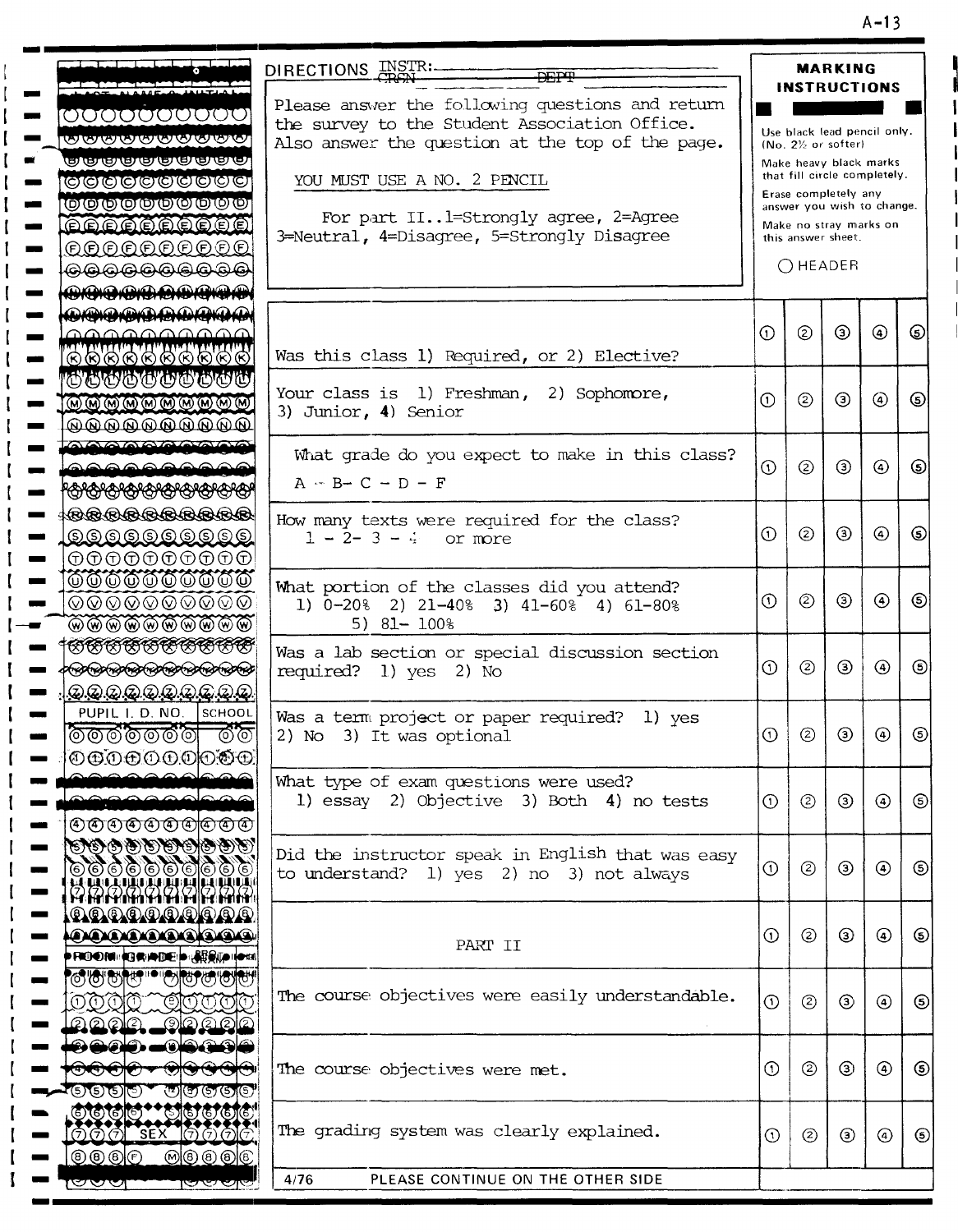DIRECTIONS INSTR: CRSN DEPT

Please answer the following questions and return the survey to the Student Association Office. Also answer the question at the top of the page.

YOU MUST USE A NO. 2 PENCIL

For part II..1=Strongly agree, 2=Agree 3=Neutral, 4=Disagree, 5=Strongly Disagree

**MARKING INSTRUCTIONS**

Use black lead pencil only. (No. 2½ or softer)

Make heavy black marks that fill circle completely.

Erase completely any answer you wish to change.

Make no stray marks on this answer sheet.

○ HEADER

| Question | | | | | |
|---|---|---|---|---|---|
| Was this class 1) Required, or 2) Elective? | ① | ② | ③ | ④ | ⑤ |
| Your class is 1) Freshman, 2) Sophomore, 3) Junior, 4) Senior | ① | ② | ③ | ④ | ⑤ |
| What grade do you expect to make in this class? A - B- C - D - F | ① | ② | ③ | ④ | ⑤ |
| How many texts were required for the class? 1 - 2- 3 - 4 or more | ① | ② | ③ | ④ | ⑤ |
| What portion of the classes did you attend? 1) 0-20% 2) 21-40% 3) 41-60% 4) 61-80% 5) 81- 100% | ① | ② | ③ | ④ | ⑤ |
| Was a lab section or special discussion section required? 1) yes 2) No | ① | ② | ③ | ④ | ⑤ |
| Was a term project or paper required? 1) yes 2) No 3) It was optional | ① | ② | ③ | ④ | ⑤ |
| What type of exam questions were used? 1) essay 2) Objective 3) Both 4) no tests | ① | ② | ③ | ④ | ⑤ |
| Did the instructor speak in English that was easy to understand? 1) yes 2) no 3) not always | ① | ② | ③ | ④ | ⑤ |
| PART II | ① | ② | ③ | ④ | ⑤ |
| The course objectives were easily understandable. | ① | ② | ③ | ④ | ⑤ |
| The course objectives were met. | ① | ② | ③ | ④ | ⑤ |
| The grading system was clearly explained. | ① | ② | ③ | ④ | ⑤ |

PUPIL I. D. NO. SCHOOL

ROOM GRADE PERIOD

SEX

4/76 PLEASE CONTINUE ON THE OTHER SIDE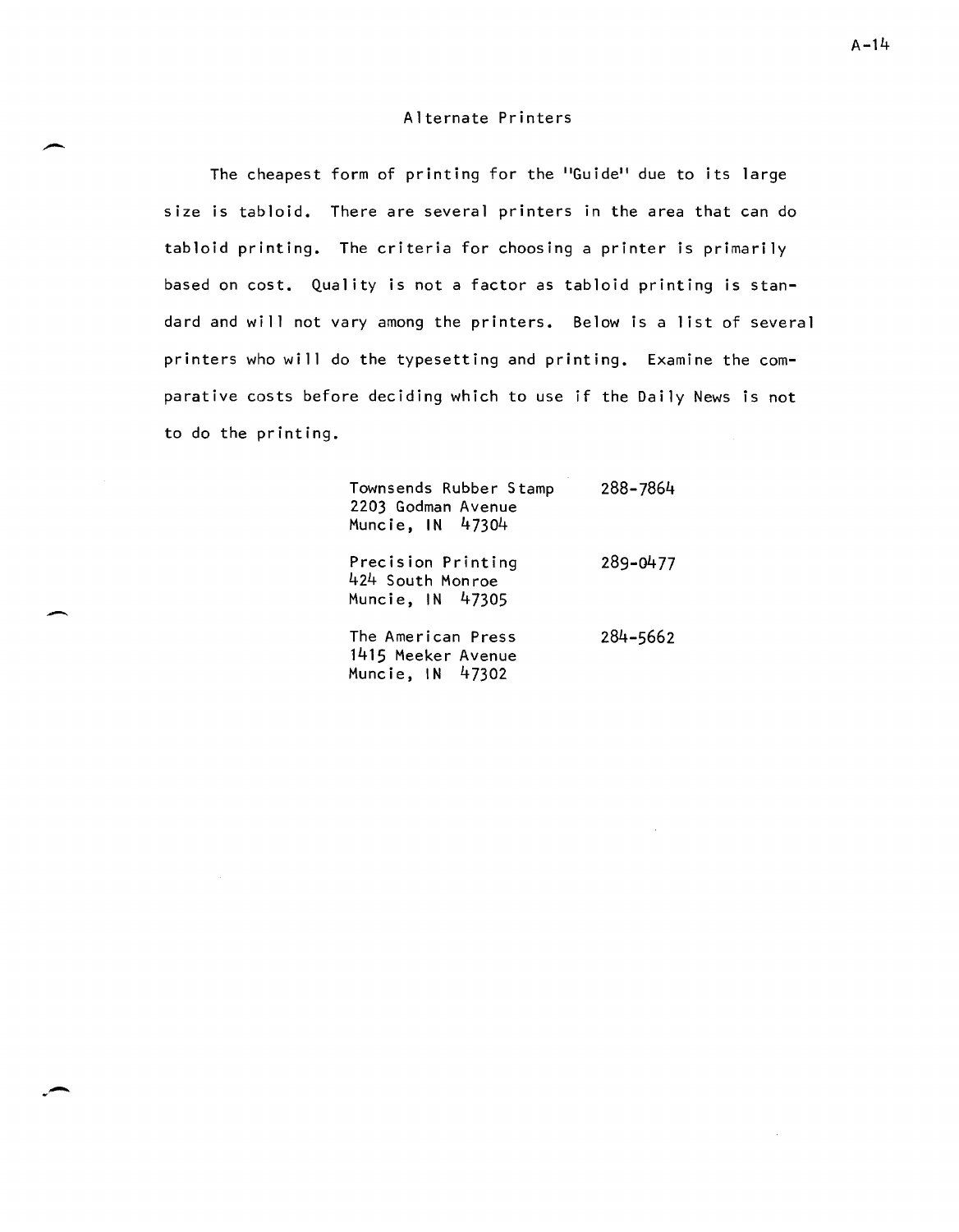## Alternate Printers

The cheapest form of printing for the "Guide" due to its large size is tabloid. There are several printers in the area that can do tabloid printing. The criteria for choosing a printer is primarily based on cost. Quality is not a factor as tabloid printing is standard and will not vary among the printers. Below is a list of several printers who will do the typesetting and printing. Examine the comparative costs before deciding which to use if the Daily News is not to do the printing.

| | |
|---|---|
| Townsends Rubber Stamp<br>2203 Godman Avenue<br>Muncie, IN 47304 | 288-7864 |
| Precision Printing<br>424 South Monroe<br>Muncie, IN 47305 | 289-0477 |
| The American Press<br>1415 Meeker Avenue<br>Muncie, IN 47302 | 284-5662 |